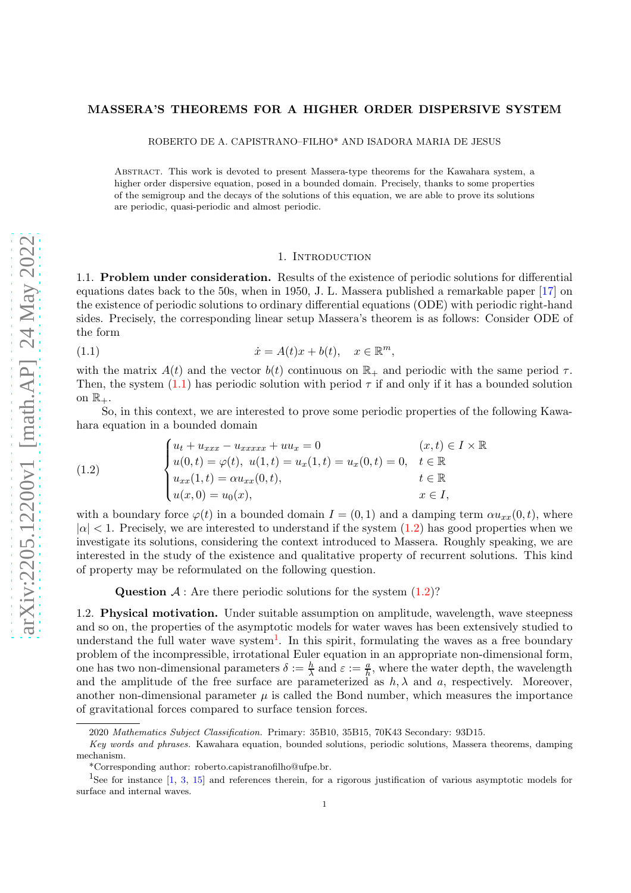# MASSERA'S THEOREMS FOR A HIGHER ORDER DISPERSIVE SYSTEM

ROBERTO DE A. CAPISTRANO–FILHO* AND ISADORA MARIA DE JESUS

Abstract. This work is devoted to present Massera-type theorems for the Kawahara system, a higher order dispersive equation, posed in a bounded domain. Precisely, thanks to some properties of the semigroup and the decays of the solutions of this equation, we are able to prove its solutions are periodic, quasi-periodic and almost periodic.

## 1. Introduction

### 1.1. Problem under consideration.

**1.1. Problem under consideration.** Results of the existence of periodic solutions for differential equations dates back to the 50s, when in 1950, J. L. Massera published a remarkable paper [17] on the existence of periodic solutions to ordinary differential equations (ODE) with periodic right-hand sides. Precisely, the corresponding linear setup Massera's theorem is as follows: Consider ODE of the form

$$\dot{x} = A(t)x + b(t), \quad x \in \mathbb{R}^m, \tag{1.1}$$

with the matrix $A(t)$ and the vector $b(t)$ continuous on $\mathbb{R}_+$ and periodic with the same period $\tau$. Then, the system (1.1) has periodic solution with period $\tau$ if and only if it has a bounded solution on $\mathbb{R}_+$.

So, in this context, we are interested to prove some periodic properties of the following Kawahara equation in a bounded domain

$$\begin{cases} u_t + u_{xxx} - u_{xxxxx} + uu_x = 0 & (x,t) \in I \times \mathbb{R} \\ u(0,t) = \varphi(t),\ u(1,t) = u_x(1,t) = u_x(0,t) = 0, & t \in \mathbb{R} \\ u_{xx}(1,t) = \alpha u_{xx}(0,t), & t \in \mathbb{R} \\ u(x,0) = u_0(x), & x \in I, \end{cases} \tag{1.2}$$

with a boundary force $\varphi(t)$ in a bounded domain $I = (0,1)$ and a damping term $\alpha u_{xx}(0,t)$, where $|\alpha| < 1$. Precisely, we are interested to understand if the system (1.2) has good properties when we investigate its solutions, considering the context introduced to Massera. Roughly speaking, we are interested in the study of the existence and qualitative property of recurrent solutions. This kind of property may be reformulated on the following question.

**Question $\mathcal{A}$** : Are there periodic solutions for the system (1.2)?

### 1.2. Physical motivation.

**1.2. Physical motivation.** Under suitable assumption on amplitude, wavelength, wave steepness and so on, the properties of the asymptotic models for water waves has been extensively studied to understand the full water wave system[1]. In this spirit, formulating the waves as a free boundary problem of the incompressible, irrotational Euler equation in an appropriate non-dimensional form, one has two non-dimensional parameters $\delta := \frac{h}{\lambda}$ and $\varepsilon := \frac{a}{h}$, where the water depth, the wavelength and the amplitude of the free surface are parameterized as $h, \lambda$ and $a$, respectively. Moreover, another non-dimensional parameter $\mu$ is called the Bond number, which measures the importance of gravitational forces compared to surface tension forces.

---

2020 *Mathematics Subject Classification.* Primary: 35B10, 35B15, 70K43 Secondary: 93D15.

*Key words and phrases.* Kawahara equation, bounded solutions, periodic solutions, Massera theorems, damping mechanism.

*Corresponding author: roberto.capistranofilho@ufpe.br.

[1] See for instance [1, 3, 15] and references therein, for a rigorous justification of various asymptotic models for surface and internal waves.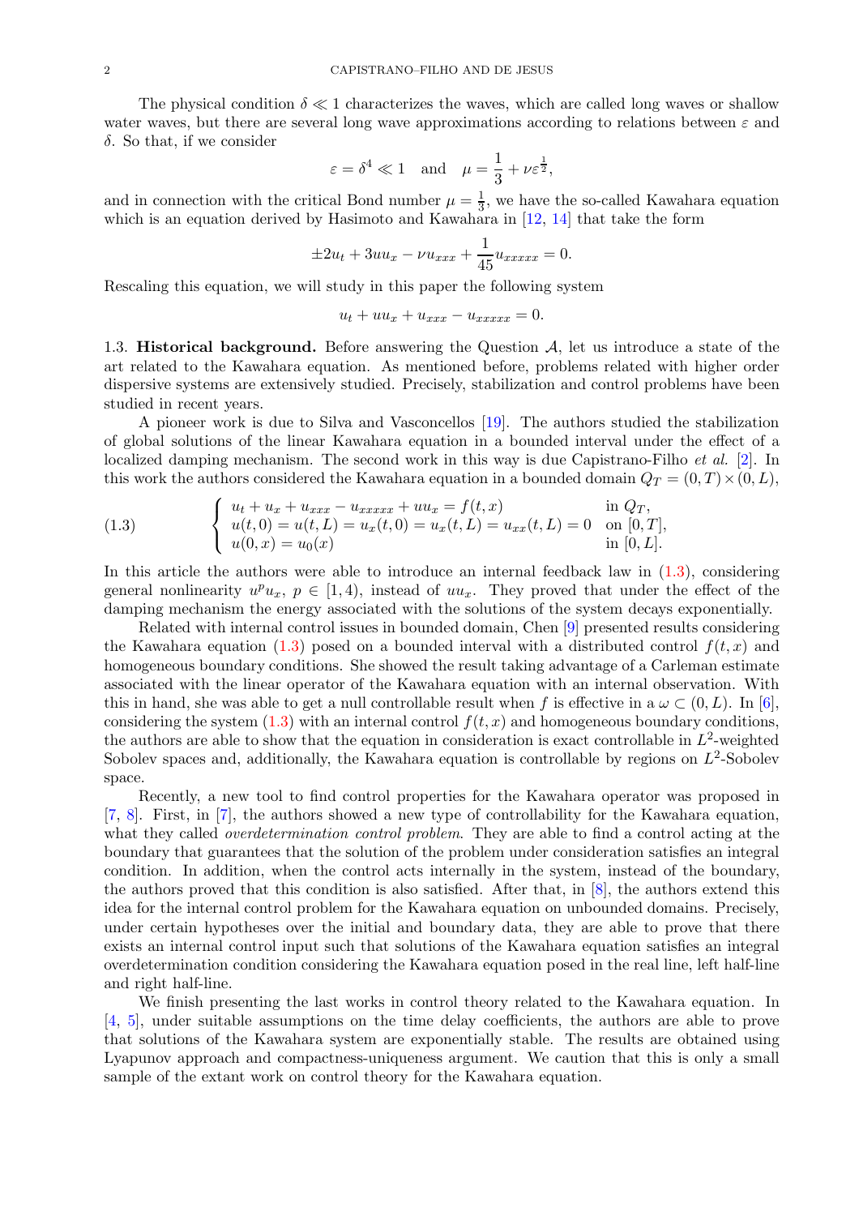The physical condition $\delta \ll 1$ characterizes the waves, which are called long waves or shallow water waves, but there are several long wave approximations according to relations between $\varepsilon$ and $\delta$. So that, if we consider

$$\varepsilon = \delta^4 \ll 1 \quad \text{and} \quad \mu = \frac{1}{3} + \nu \varepsilon^{\frac{1}{2}},$$

and in connection with the critical Bond number $\mu = \frac{1}{3}$, we have the so-called Kawahara equation which is an equation derived by Hasimoto and Kawahara in [12, 14] that take the form

$$\pm 2u_t + 3uu_x - \nu u_{xxx} + \frac{1}{45} u_{xxxxx} = 0.$$

Rescaling this equation, we will study in this paper the following system

$$u_t + uu_x + u_{xxx} - u_{xxxxx} = 0.$$

1.3. **Historical background.** Before answering the Question $\mathcal{A}$, let us introduce a state of the art related to the Kawahara equation. As mentioned before, problems related with higher order dispersive systems are extensively studied. Precisely, stabilization and control problems have been studied in recent years.

A pioneer work is due to Silva and Vasconcellos [19]. The authors studied the stabilization of global solutions of the linear Kawahara equation in a bounded interval under the effect of a localized damping mechanism. The second work in this way is due Capistrano-Filho *et al.* [2]. In this work the authors considered the Kawahara equation in a bounded domain $Q_T = (0,T) \times (0,L)$,

$$\begin{cases} u_t + u_x + u_{xxx} - u_{xxxxx} + uu_x = f(t,x) & \text{in } Q_T, \\ u(t,0) = u(t,L) = u_x(t,0) = u_x(t,L) = u_{xx}(t,L) = 0 & \text{on } [0,T], \\ u(0,x) = u_0(x) & \text{in } [0,L]. \end{cases} \tag{1.3}$$

In this article the authors were able to introduce an internal feedback law in (1.3), considering general nonlinearity $u^p u_x$, $p \in [1,4)$, instead of $uu_x$. They proved that under the effect of the damping mechanism the energy associated with the solutions of the system decays exponentially.

Related with internal control issues in bounded domain, Chen [9] presented results considering the Kawahara equation (1.3) posed on a bounded interval with a distributed control $f(t,x)$ and homogeneous boundary conditions. She showed the result taking advantage of a Carleman estimate associated with the linear operator of the Kawahara equation with an internal observation. With this in hand, she was able to get a null controllable result when $f$ is effective in a $\omega \subset (0,L)$. In [6], considering the system (1.3) with an internal control $f(t,x)$ and homogeneous boundary conditions, the authors are able to show that the equation in consideration is exact controllable in $L^2$-weighted Sobolev spaces and, additionally, the Kawahara equation is controllable by regions on $L^2$-Sobolev space.

Recently, a new tool to find control properties for the Kawahara operator was proposed in [7, 8]. First, in [7], the authors showed a new type of controllability for the Kawahara equation, what they called *overdetermination control problem*. They are able to find a control acting at the boundary that guarantees that the solution of the problem under consideration satisfies an integral condition. In addition, when the control acts internally in the system, instead of the boundary, the authors proved that this condition is also satisfied. After that, in [8], the authors extend this idea for the internal control problem for the Kawahara equation on unbounded domains. Precisely, under certain hypotheses over the initial and boundary data, they are able to prove that there exists an internal control input such that solutions of the Kawahara equation satisfies an integral overdetermination condition considering the Kawahara equation posed in the real line, left half-line and right half-line.

We finish presenting the last works in control theory related to the Kawahara equation. In [4, 5], under suitable assumptions on the time delay coefficients, the authors are able to prove that solutions of the Kawahara system are exponentially stable. The results are obtained using Lyapunov approach and compactness-uniqueness argument. We caution that this is only a small sample of the extant work on control theory for the Kawahara equation.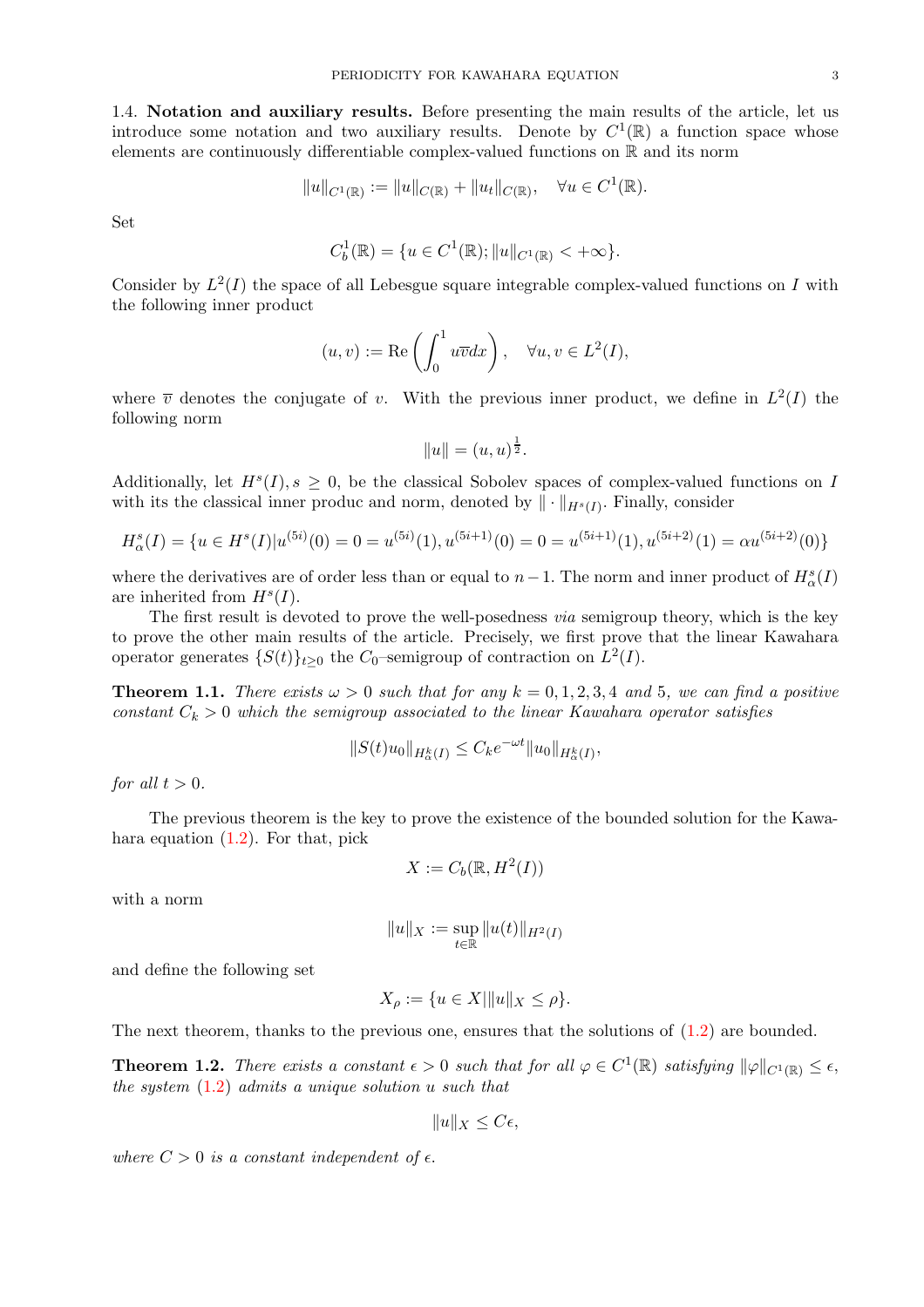1.4. **Notation and auxiliary results.** Before presenting the main results of the article, let us introduce some notation and two auxiliary results. Denote by $C^1(\mathbb{R})$ a function space whose elements are continuously differentiable complex-valued functions on $\mathbb{R}$ and its norm

$$\|u\|_{C^1(\mathbb{R})} := \|u\|_{C(\mathbb{R})} + \|u_t\|_{C(\mathbb{R})}, \quad \forall u \in C^1(\mathbb{R}).$$

Set

$$C_b^1(\mathbb{R}) = \{u \in C^1(\mathbb{R}); \|u\|_{C^1(\mathbb{R})} < +\infty\}.$$

Consider by $L^2(I)$ the space of all Lebesgue square integrable complex-valued functions on $I$ with the following inner product

$$(u, v) := \operatorname{Re}\left(\int_0^1 u\overline{v}dx\right), \quad \forall u, v \in L^2(I),$$

where $\overline{v}$ denotes the conjugate of $v$. With the previous inner product, we define in $L^2(I)$ the following norm

$$\|u\| = (u, u)^{\frac{1}{2}}.$$

Additionally, let $H^s(I), s \geq 0$, be the classical Sobolev spaces of complex-valued functions on $I$ with its the classical inner produc and norm, denoted by $\|\cdot\|_{H^s(I)}$. Finally, consider

$$H^s_\alpha(I) = \{u \in H^s(I) | u^{(5i)}(0) = 0 = u^{(5i)}(1), u^{(5i+1)}(0) = 0 = u^{(5i+1)}(1), u^{(5i+2)}(1) = \alpha u^{(5i+2)}(0)\}$$

where the derivatives are of order less than or equal to $n-1$. The norm and inner product of $H^s_\alpha(I)$ are inherited from $H^s(I)$.

The first result is devoted to prove the well-posedness *via* semigroup theory, which is the key to prove the other main results of the article. Precisely, we first prove that the linear Kawahara operator generates $\{S(t)\}_{t\geq 0}$ the $C_0$–semigroup of contraction on $L^2(I)$.

**Theorem 1.1.** *There exists $\omega > 0$ such that for any $k = 0, 1, 2, 3, 4$ and $5$, we can find a positive constant $C_k > 0$ which the semigroup associated to the linear Kawahara operator satisfies*

$$\|S(t)u_0\|_{H^k_\alpha(I)} \leq C_k e^{-\omega t}\|u_0\|_{H^k_\alpha(I)},$$

*for all $t > 0$.*

The previous theorem is the key to prove the existence of the bounded solution for the Kawahara equation (1.2). For that, pick

$$X := C_b(\mathbb{R}, H^2(I))$$

with a norm

$$\|u\|_X := \sup_{t\in\mathbb{R}} \|u(t)\|_{H^2(I)}$$

and define the following set

$$X_\rho := \{u \in X | \|u\|_X \leq \rho\}.$$

The next theorem, thanks to the previous one, ensures that the solutions of (1.2) are bounded.

**Theorem 1.2.** *There exists a constant $\epsilon > 0$ such that for all $\varphi \in C^1(\mathbb{R})$ satisfying $\|\varphi\|_{C^1(\mathbb{R})} \leq \epsilon$, the system (1.2) admits a unique solution $u$ such that*

$$\|u\|_X \leq C\epsilon,$$

*where $C > 0$ is a constant independent of $\epsilon$.*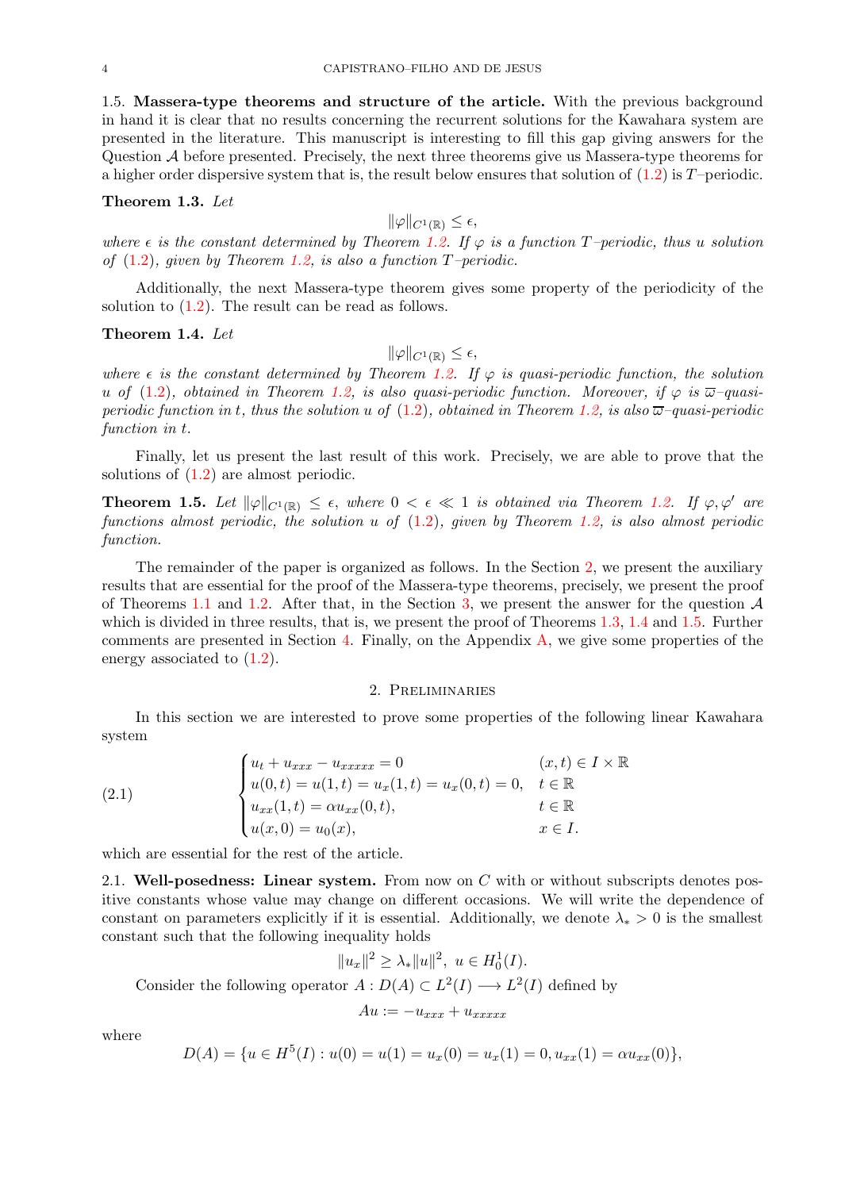1.5. **Massera-type theorems and structure of the article.** With the previous background in hand it is clear that no results concerning the recurrent solutions for the Kawahara system are presented in the literature. This manuscript is interesting to fill this gap giving answers for the Question $\mathcal{A}$ before presented. Precisely, the next three theorems give us Massera-type theorems for a higher order dispersive system that is, the result below ensures that solution of (1.2) is $T$–periodic.

**Theorem 1.3.** *Let*

$$\|\varphi\|_{C^1(\mathbb{R})} \leq \epsilon,$$

*where $\epsilon$ is the constant determined by Theorem 1.2. If $\varphi$ is a function $T$–periodic, thus $u$ solution of (1.2), given by Theorem 1.2, is also a function $T$–periodic.*

Additionally, the next Massera-type theorem gives some property of the periodicity of the solution to (1.2). The result can be read as follows.

**Theorem 1.4.** *Let*

$$\|\varphi\|_{C^1(\mathbb{R})} \leq \epsilon,$$

*where $\epsilon$ is the constant determined by Theorem 1.2. If $\varphi$ is quasi-periodic function, the solution $u$ of (1.2), obtained in Theorem 1.2, is also quasi-periodic function. Moreover, if $\varphi$ is $\varpi$–quasi-periodic function in $t$, thus the solution $u$ of (1.2), obtained in Theorem 1.2, is also $\varpi$–quasi-periodic function in $t$.*

Finally, let us present the last result of this work. Precisely, we are able to prove that the solutions of (1.2) are almost periodic.

**Theorem 1.5.** *Let $\|\varphi\|_{C^1(\mathbb{R})} \leq \epsilon$, where $0 < \epsilon \ll 1$ is obtained via Theorem 1.2. If $\varphi, \varphi'$ are functions almost periodic, the solution $u$ of (1.2), given by Theorem 1.2, is also almost periodic function.*

The remainder of the paper is organized as follows. In the Section 2, we present the auxiliary results that are essential for the proof of the Massera-type theorems, precisely, we present the proof of Theorems 1.1 and 1.2. After that, in the Section 3, we present the answer for the question $\mathcal{A}$ which is divided in three results, that is, we present the proof of Theorems 1.3, 1.4 and 1.5. Further comments are presented in Section 4. Finally, on the Appendix A, we give some properties of the energy associated to (1.2).

## 2. Preliminaries

In this section we are interested to prove some properties of the following linear Kawahara system

$$
\begin{cases}
u_t + u_{xxx} - u_{xxxxx} = 0 & (x,t) \in I \times \mathbb{R} \\
u(0,t) = u(1,t) = u_x(1,t) = u_x(0,t) = 0, & t \in \mathbb{R} \\
u_{xx}(1,t) = \alpha u_{xx}(0,t), & t \in \mathbb{R} \\
u(x,0) = u_0(x), & x \in I.
\end{cases}
\tag{2.1}
$$

which are essential for the rest of the article.

2.1. **Well-posedness: Linear system.** From now on $C$ with or without subscripts denotes positive constants whose value may change on different occasions. We will write the dependence of constant on parameters explicitly if it is essential. Additionally, we denote $\lambda_* > 0$ is the smallest constant such that the following inequality holds

$$\|u_x\|^2 \geq \lambda_* \|u\|^2, \ u \in H_0^1(I).$$

Consider the following operator $A : D(A) \subset L^2(I) \longrightarrow L^2(I)$ defined by

$$Au := -u_{xxx} + u_{xxxxx}$$

where

$$D(A) = \{u \in H^5(I) : u(0) = u(1) = u_x(0) = u_x(1) = 0, u_{xx}(1) = \alpha u_{xx}(0)\},$$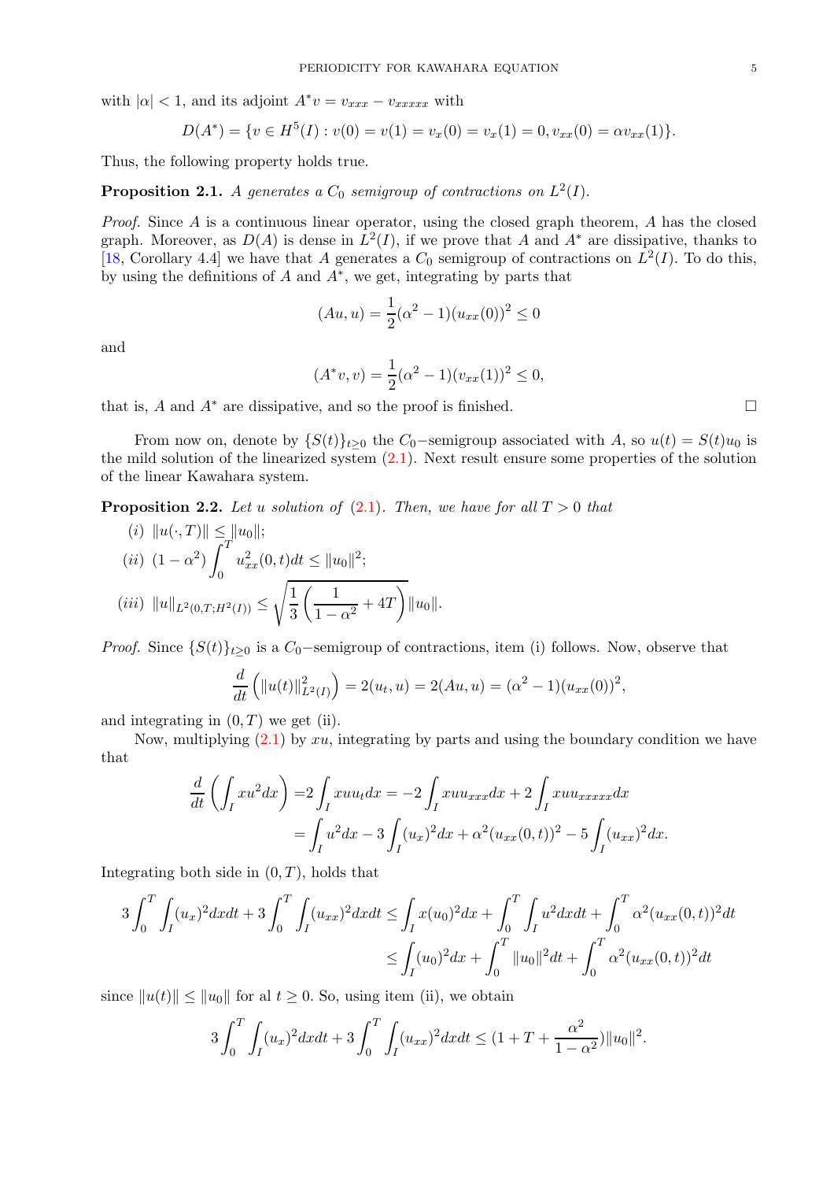with $|\alpha| < 1$, and its adjoint $A^*v = v_{xxx} - v_{xxxxx}$ with

$$D(A^*) = \{v \in H^5(I) : v(0) = v(1) = v_x(0) = v_x(1) = 0, v_{xx}(0) = \alpha v_{xx}(1)\}.$$

Thus, the following property holds true.

**Proposition 2.1.** *$A$ generates a $C_0$ semigroup of contractions on $L^2(I)$.*

*Proof.* Since $A$ is a continuous linear operator, using the closed graph theorem, $A$ has the closed graph. Moreover, as $D(A)$ is dense in $L^2(I)$, if we prove that $A$ and $A^*$ are dissipative, thanks to [18, Corollary 4.4] we have that $A$ generates a $C_0$ semigroup of contractions on $L^2(I)$. To do this, by using the definitions of $A$ and $A^*$, we get, integrating by parts that

$$(Au, u) = \frac{1}{2}(\alpha^2 - 1)(u_{xx}(0))^2 \leq 0$$

and

$$(A^*v, v) = \frac{1}{2}(\alpha^2 - 1)(v_{xx}(1))^2 \leq 0,$$

that is, $A$ and $A^*$ are dissipative, and so the proof is finished. $\square$

From now on, denote by $\{S(t)\}_{t\geq 0}$ the $C_0$−semigroup associated with $A$, so $u(t) = S(t)u_0$ is the mild solution of the linearized system (2.1). Next result ensure some properties of the solution of the linear Kawahara system.

**Proposition 2.2.** *Let $u$ solution of (2.1). Then, we have for all $T > 0$ that*

(i) $\|u(\cdot, T)\| \leq \|u_0\|$;

(ii) $(1 - \alpha^2)\displaystyle\int_0^T u_{xx}^2(0, t)dt \leq \|u_0\|^2$;

(iii) $\|u\|_{L^2(0,T;H^2(I))} \leq \sqrt{\dfrac{1}{3}\left(\dfrac{1}{1-\alpha^2} + 4T\right)}\|u_0\|$.

*Proof.* Since $\{S(t)\}_{t\geq 0}$ is a $C_0$−semigroup of contractions, item (i) follows. Now, observe that

$$\frac{d}{dt}\left(\|u(t)\|^2_{L^2(I)}\right) = 2(u_t, u) = 2(Au, u) = (\alpha^2 - 1)(u_{xx}(0))^2,$$

and integrating in $(0, T)$ we get (ii).

Now, multiplying (2.1) by $xu$, integrating by parts and using the boundary condition we have that

$$\begin{aligned}\frac{d}{dt}\left(\int_I xu^2 dx\right) =& 2\int_I xuu_t dx = -2\int_I xuu_{xxx}dx + 2\int_I xuu_{xxxxx}dx \\ &= \int_I u^2 dx - 3\int_I (u_x)^2 dx + \alpha^2(u_{xx}(0,t))^2 - 5\int_I (u_{xx})^2 dx.\end{aligned}$$

Integrating both side in $(0, T)$, holds that

$$\begin{aligned}3\int_0^T\int_I (u_x)^2 dxdt + 3\int_0^T\int_I (u_{xx})^2 dxdt \leq& \int_I x(u_0)^2 dx + \int_0^T\int_I u^2 dxdt + \int_0^T \alpha^2(u_{xx}(0,t))^2 dt \\ \leq& \int_I (u_0)^2 dx + \int_0^T \|u_0\|^2 dt + \int_0^T \alpha^2(u_{xx}(0,t))^2 dt\end{aligned}$$

since $\|u(t)\| \leq \|u_0\|$ for al $t \geq 0$. So, using item (ii), we obtain

$$3\int_0^T\int_I (u_x)^2 dxdt + 3\int_0^T\int_I (u_{xx})^2 dxdt \leq (1 + T + \frac{\alpha^2}{1-\alpha^2})\|u_0\|^2.$$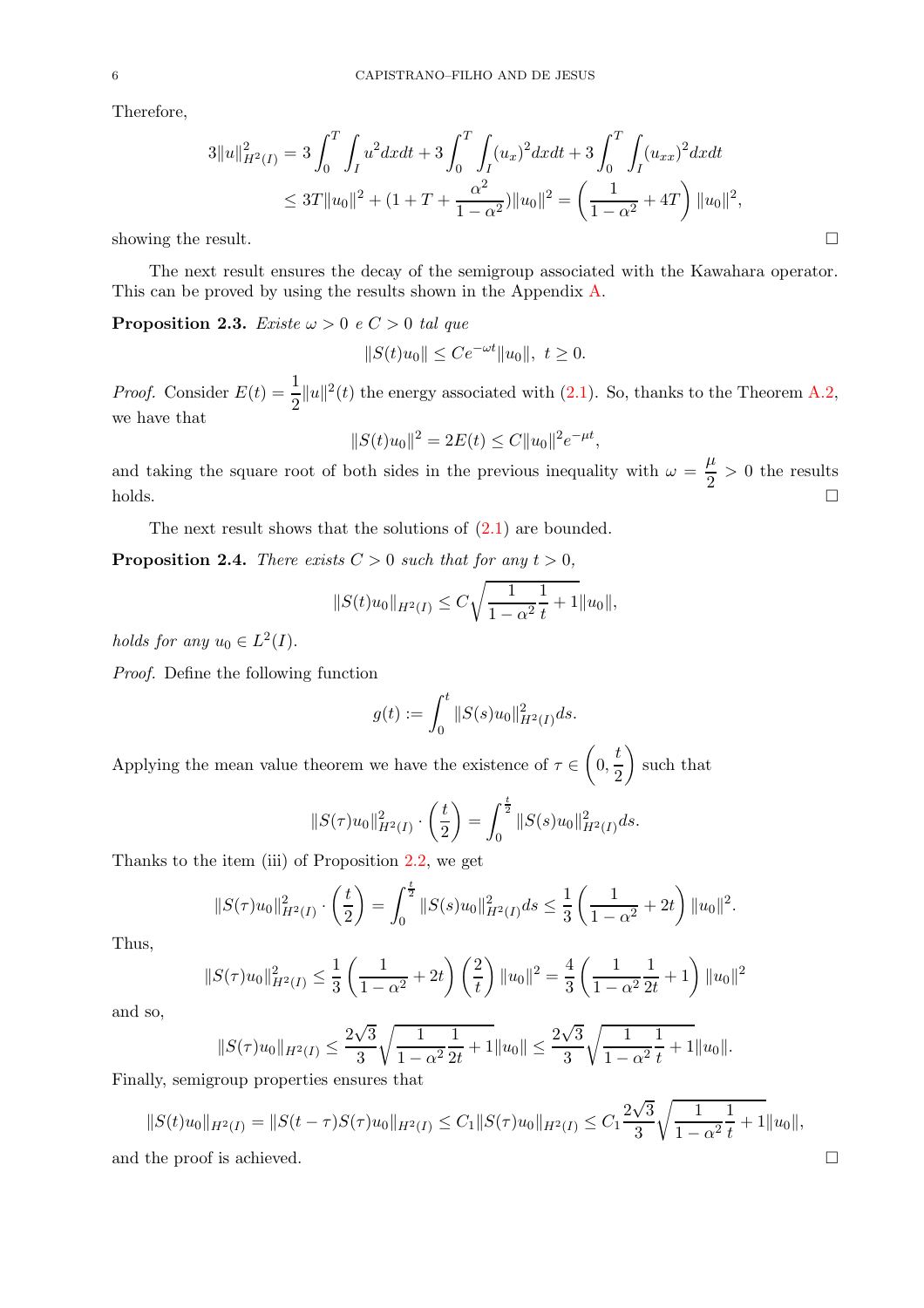Therefore,

$$
\begin{aligned}
3\|u\|^2_{H^2(I)} &= 3\int_0^T\int_I u^2dxdt + 3\int_0^T\int_I (u_x)^2dxdt + 3\int_0^T\int_I (u_{xx})^2dxdt \\
&\leq 3T\|u_0\|^2 + (1+T+\frac{\alpha^2}{1-\alpha^2})\|u_0\|^2 = \left(\frac{1}{1-\alpha^2}+4T\right)\|u_0\|^2,
\end{aligned}
$$

showing the result. □

The next result ensures the decay of the semigroup associated with the Kawahara operator. This can be proved by using the results shown in the Appendix A.

**Proposition 2.3.** *Existe $\omega > 0$ e $C > 0$ tal que*

$$
\|S(t)u_0\| \leq Ce^{-\omega t}\|u_0\|, \ t \geq 0.
$$

*Proof.* Consider $E(t) = \dfrac{1}{2}\|u\|^2(t)$ the energy associated with (2.1). So, thanks to the Theorem A.2, we have that

$$
\|S(t)u_0\|^2 = 2E(t) \leq C\|u_0\|^2e^{-\mu t},
$$

and taking the square root of both sides in the previous inequality with $\omega = \dfrac{\mu}{2} > 0$ the results holds. □

The next result shows that the solutions of (2.1) are bounded.

**Proposition 2.4.** *There exists $C > 0$ such that for any $t > 0$,*

$$
\|S(t)u_0\|_{H^2(I)} \leq C\sqrt{\frac{1}{1-\alpha^2}\frac{1}{t}+1}\|u_0\|,
$$

*holds for any $u_0 \in L^2(I)$.*

*Proof.* Define the following function

$$
g(t) := \int_0^t \|S(s)u_0\|^2_{H^2(I)}ds.
$$

Applying the mean value theorem we have the existence of $\tau \in \left(0, \dfrac{t}{2}\right)$ such that

$$
\|S(\tau)u_0\|^2_{H^2(I)} \cdot \left(\frac{t}{2}\right) = \int_0^{\frac{t}{2}} \|S(s)u_0\|^2_{H^2(I)}ds.
$$

Thanks to the item (iii) of Proposition 2.2, we get

$$
\|S(\tau)u_0\|^2_{H^2(I)} \cdot \left(\frac{t}{2}\right) = \int_0^{\frac{t}{2}} \|S(s)u_0\|^2_{H^2(I)}ds \leq \frac{1}{3}\left(\frac{1}{1-\alpha^2}+2t\right)\|u_0\|^2.
$$

Thus,

$$
\|S(\tau)u_0\|^2_{H^2(I)} \leq \frac{1}{3}\left(\frac{1}{1-\alpha^2}+2t\right)\left(\frac{2}{t}\right)\|u_0\|^2 = \frac{4}{3}\left(\frac{1}{1-\alpha^2}\frac{1}{2t}+1\right)\|u_0\|^2
$$

and so,

$$
\|S(\tau)u_0\|_{H^2(I)} \leq \frac{2\sqrt{3}}{3}\sqrt{\frac{1}{1-\alpha^2}\frac{1}{2t}+1}\|u_0\| \leq \frac{2\sqrt{3}}{3}\sqrt{\frac{1}{1-\alpha^2}\frac{1}{t}+1}\|u_0\|.
$$

Finally, semigroup properties ensures that

$$
\|S(t)u_0\|_{H^2(I)} = \|S(t-\tau)S(\tau)u_0\|_{H^2(I)} \leq C_1\|S(\tau)u_0\|_{H^2(I)} \leq C_1\frac{2\sqrt{3}}{3}\sqrt{\frac{1}{1-\alpha^2}\frac{1}{t}+1}\|u_0\|,
$$

and the proof is achieved. □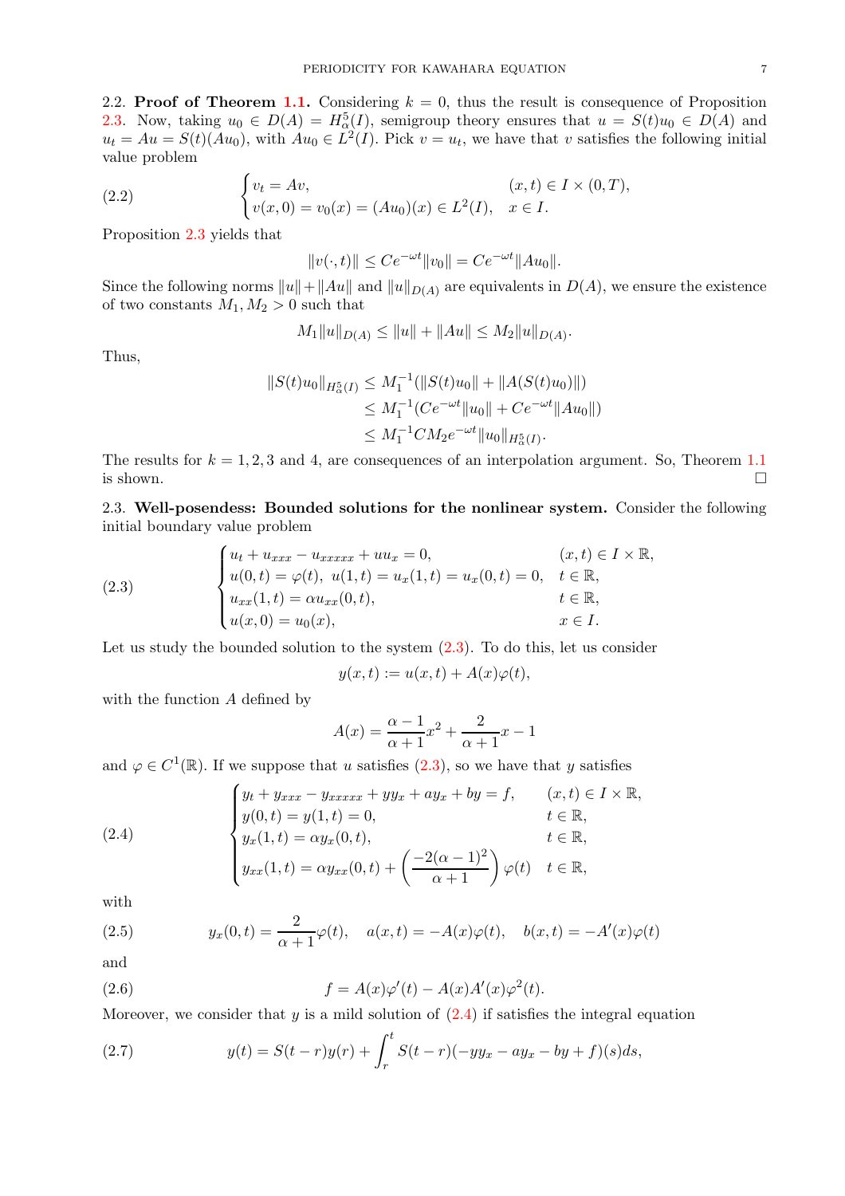**2.2. Proof of Theorem 1.1.** Considering $k = 0$, thus the result is consequence of Proposition 2.3. Now, taking $u_0 \in D(A) = H^5_\alpha(I)$, semigroup theory ensures that $u = S(t)u_0 \in D(A)$ and $u_t = Au = S(t)(Au_0)$, with $Au_0 \in L^2(I)$. Pick $v = u_t$, we have that $v$ satisfies the following initial value problem

$$
\begin{cases} v_t = Av, & (x,t) \in I \times (0,T), \\ v(x,0) = v_0(x) = (Au_0)(x) \in L^2(I), & x \in I. \end{cases} \tag{2.2}
$$

Proposition 2.3 yields that

$$
\|v(\cdot,t)\| \leq Ce^{-\omega t}\|v_0\| = Ce^{-\omega t}\|Au_0\|.
$$

Since the following norms $\|u\| + \|Au\|$ and $\|u\|_{D(A)}$ are equivalents in $D(A)$, we ensure the existence of two constants $M_1, M_2 > 0$ such that

$$
M_1\|u\|_{D(A)} \leq \|u\| + \|Au\| \leq M_2\|u\|_{D(A)}.
$$

Thus,

$$
\begin{aligned}
\|S(t)u_0\|_{H^5_\alpha(I)} &\leq M_1^{-1}(\|S(t)u_0\| + \|A(S(t)u_0)\|) \\
&\leq M_1^{-1}(Ce^{-\omega t}\|u_0\| + Ce^{-\omega t}\|Au_0\|) \\
&\leq M_1^{-1}CM_2e^{-\omega t}\|u_0\|_{H^5_\alpha(I)}.
\end{aligned}
$$

The results for $k = 1, 2, 3$ and $4$, are consequences of an interpolation argument. So, Theorem 1.1 is shown. $\square$

**2.3. Well-posendess: Bounded solutions for the nonlinear system.** Consider the following initial boundary value problem

$$
\begin{cases} u_t + u_{xxx} - u_{xxxxx} + uu_x = 0, & (x,t) \in I \times \mathbb{R}, \\ u(0,t) = \varphi(t),\ u(1,t) = u_x(1,t) = u_x(0,t) = 0, & t \in \mathbb{R}, \\ u_{xx}(1,t) = \alpha u_{xx}(0,t), & t \in \mathbb{R}, \\ u(x,0) = u_0(x), & x \in I. \end{cases} \tag{2.3}
$$

Let us study the bounded solution to the system (2.3). To do this, let us consider

$$
y(x,t) := u(x,t) + A(x)\varphi(t),
$$

with the function $A$ defined by

$$
A(x) = \frac{\alpha - 1}{\alpha + 1}x^2 + \frac{2}{\alpha + 1}x - 1
$$

and $\varphi \in C^1(\mathbb{R})$. If we suppose that $u$ satisfies (2.3), so we have that $y$ satisfies

$$
\begin{cases} y_t + y_{xxx} - y_{xxxxx} + yy_x + ay_x + by = f, & (x,t) \in I \times \mathbb{R}, \\ y(0,t) = y(1,t) = 0, & t \in \mathbb{R}, \\ y_x(1,t) = \alpha y_x(0,t), & t \in \mathbb{R}, \\ y_{xx}(1,t) = \alpha y_{xx}(0,t) + \left(\dfrac{-2(\alpha-1)^2}{\alpha+1}\right)\varphi(t) & t \in \mathbb{R}, \end{cases} \tag{2.4}
$$

with

$$
y_x(0,t) = \frac{2}{\alpha+1}\varphi(t), \quad a(x,t) = -A(x)\varphi(t), \quad b(x,t) = -A'(x)\varphi(t) \tag{2.5}
$$

and

$$
f = A(x)\varphi'(t) - A(x)A'(x)\varphi^2(t). \tag{2.6}
$$

Moreover, we consider that $y$ is a mild solution of (2.4) if satisfies the integral equation

$$
y(t) = S(t-r)y(r) + \int_r^t S(t-r)(-yy_x - ay_x - by + f)(s)ds, \tag{2.7}
$$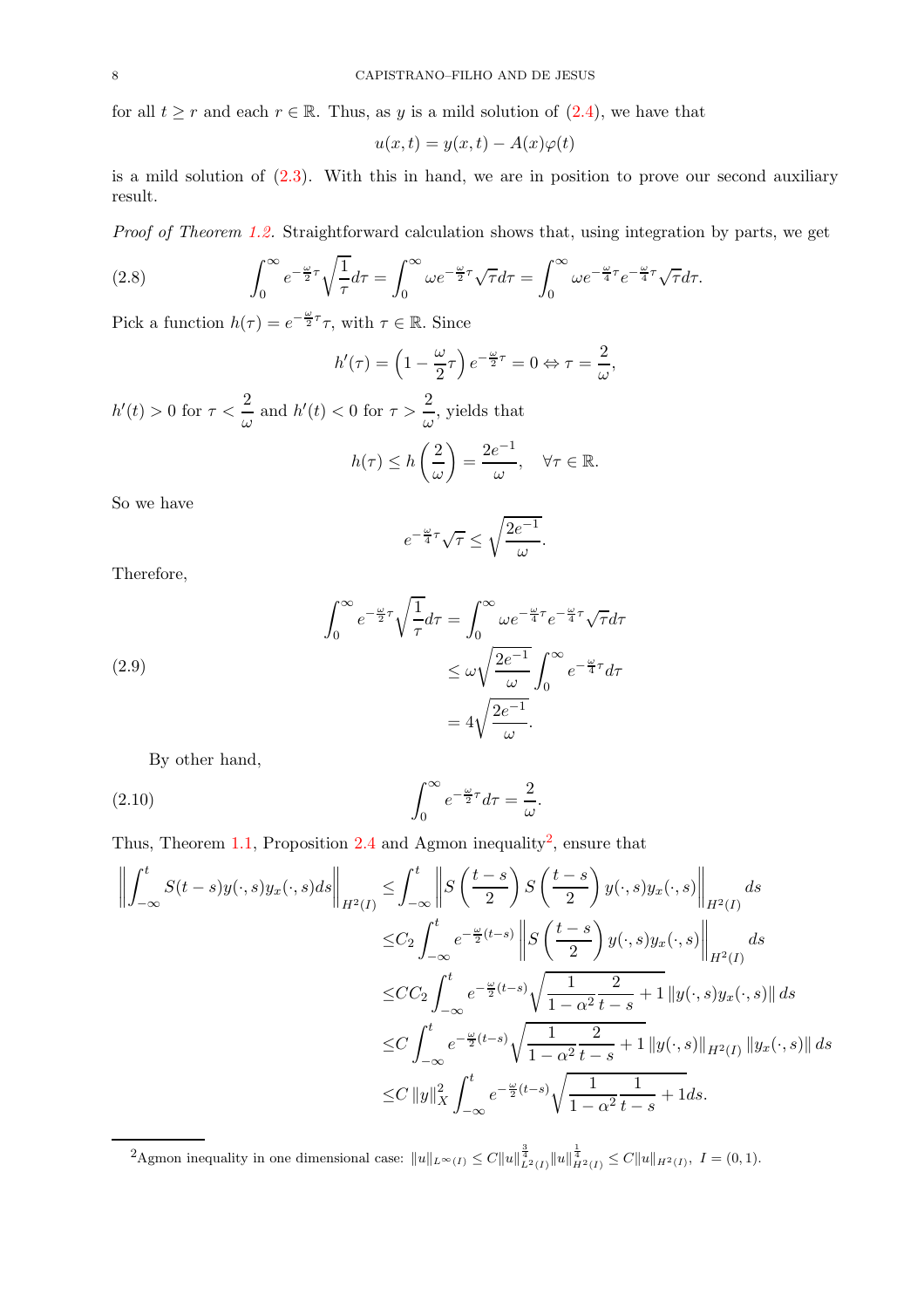for all $t \geq r$ and each $r \in \mathbb{R}$. Thus, as $y$ is a mild solution of (2.4), we have that

$$u(x,t) = y(x,t) - A(x)\varphi(t)$$

is a mild solution of (2.3). With this in hand, we are in position to prove our second auxiliary result.

*Proof of Theorem 1.2.* Straightforward calculation shows that, using integration by parts, we get

$$\int_0^\infty e^{-\frac{\omega}{2}\tau}\sqrt{\frac{1}{\tau}}d\tau = \int_0^\infty \omega e^{-\frac{\omega}{2}\tau}\sqrt{\tau}d\tau = \int_0^\infty \omega e^{-\frac{\omega}{4}\tau}e^{-\frac{\omega}{4}\tau}\sqrt{\tau}d\tau. \tag{2.8}$$

Pick a function $h(\tau) = e^{-\frac{\omega}{2}\tau}\tau$, with $\tau \in \mathbb{R}$. Since

$$h'(\tau) = \left(1 - \frac{\omega}{2}\tau\right)e^{-\frac{\omega}{2}\tau} = 0 \Leftrightarrow \tau = \frac{2}{\omega},$$

$h'(t) > 0$ for $\tau < \dfrac{2}{\omega}$ and $h'(t) < 0$ for $\tau > \dfrac{2}{\omega}$, yields that

$$h(\tau) \leq h\left(\frac{2}{\omega}\right) = \frac{2e^{-1}}{\omega}, \quad \forall \tau \in \mathbb{R}.$$

So we have

$$e^{-\frac{\omega}{4}\tau}\sqrt{\tau} \leq \sqrt{\frac{2e^{-1}}{\omega}}.$$

Therefore,

$$\begin{aligned}
\int_0^\infty e^{-\frac{\omega}{2}\tau}\sqrt{\frac{1}{\tau}}d\tau &= \int_0^\infty \omega e^{-\frac{\omega}{4}\tau}e^{-\frac{\omega}{4}\tau}\sqrt{\tau}d\tau \\
&\leq \omega\sqrt{\frac{2e^{-1}}{\omega}}\int_0^\infty e^{-\frac{\omega}{4}\tau}d\tau \\
&= 4\sqrt{\frac{2e^{-1}}{\omega}}.
\end{aligned} \tag{2.9}$$

By other hand,

$$\int_0^\infty e^{-\frac{\omega}{2}\tau}d\tau = \frac{2}{\omega}. \tag{2.10}$$

Thus, Theorem 1.1, Proposition 2.4 and Agmon inequality[2], ensure that

$$\begin{aligned}
\left\|\int_{-\infty}^t S(t-s)y(\cdot,s)y_x(\cdot,s)ds\right\|_{H^2(I)} &\leq \int_{-\infty}^t \left\|S\left(\frac{t-s}{2}\right)S\left(\frac{t-s}{2}\right)y(\cdot,s)y_x(\cdot,s)\right\|_{H^2(I)}ds \\
&\leq C_2\int_{-\infty}^t e^{-\frac{\omega}{2}(t-s)}\left\|S\left(\frac{t-s}{2}\right)y(\cdot,s)y_x(\cdot,s)\right\|_{H^2(I)}ds \\
&\leq CC_2\int_{-\infty}^t e^{-\frac{\omega}{2}(t-s)}\sqrt{\frac{1}{1-\alpha^2}\frac{2}{t-s}+1}\,\|y(\cdot,s)y_x(\cdot,s)\|\,ds \\
&\leq C\int_{-\infty}^t e^{-\frac{\omega}{2}(t-s)}\sqrt{\frac{1}{1-\alpha^2}\frac{2}{t-s}+1}\,\|y(\cdot,s)\|_{H^2(I)}\,\|y_x(\cdot,s)\|\,ds \\
&\leq C\,\|y\|_X^2\int_{-\infty}^t e^{-\frac{\omega}{2}(t-s)}\sqrt{\frac{1}{1-\alpha^2}\frac{1}{t-s}+1}ds.
\end{aligned}$$

[2] Agmon inequality in one dimensional case: $\|u\|_{L^\infty(I)} \leq C\|u\|_{L^2(I)}^{\frac{3}{4}}\|u\|_{H^2(I)}^{\frac{1}{4}} \leq C\|u\|_{H^2(I)}$, $I = (0,1)$.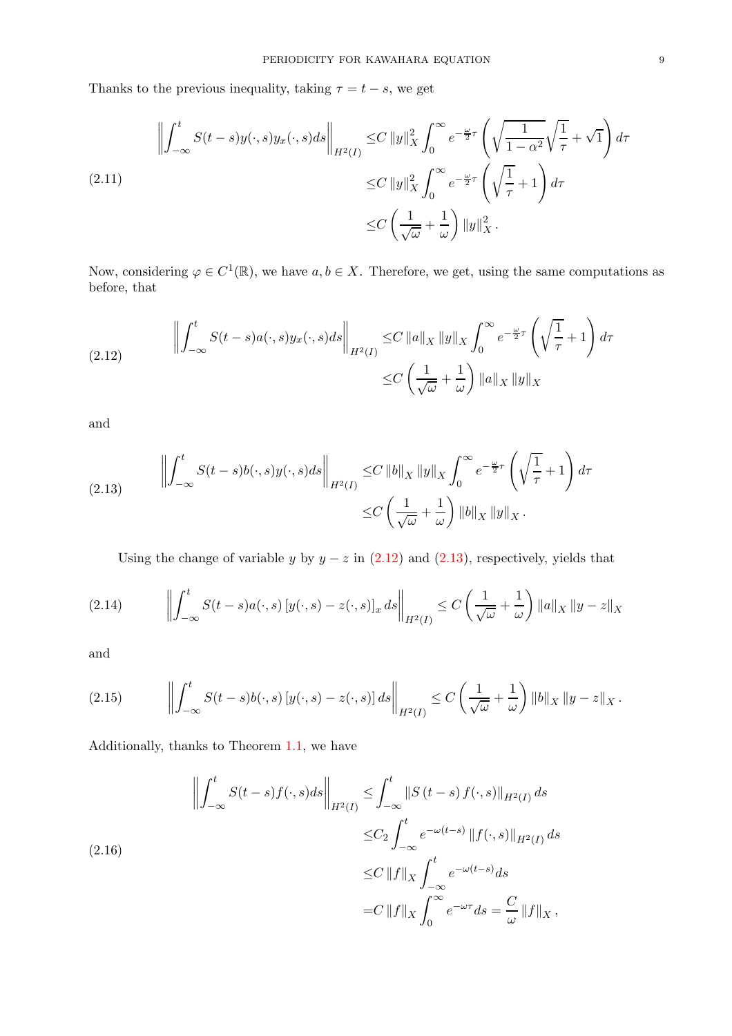Thanks to the previous inequality, taking $\tau = t-s$, we get

$$
\begin{aligned}
\left\| \int_{-\infty}^{t} S(t-s) y(\cdot,s) y_x(\cdot,s) ds \right\|_{H^2(I)} \leq & C \|y\|_X^2 \int_0^\infty e^{-\frac{\omega}{2}\tau} \left( \sqrt{\frac{1}{1-\alpha^2}} \sqrt{\frac{1}{\tau}} + \sqrt{1} \right) d\tau \\
\leq & C \|y\|_X^2 \int_0^\infty e^{-\frac{\omega}{2}\tau} \left( \sqrt{\frac{1}{\tau}} + 1 \right) d\tau \\
\leq & C \left( \frac{1}{\sqrt{\omega}} + \frac{1}{\omega} \right) \|y\|_X^2 .
\end{aligned} \tag{2.11}
$$

Now, considering $\varphi \in C^1(\mathbb{R})$, we have $a, b \in X$. Therefore, we get, using the same computations as before, that

$$
\begin{aligned}
\left\| \int_{-\infty}^{t} S(t-s) a(\cdot,s) y_x(\cdot,s) ds \right\|_{H^2(I)} \leq & C \|a\|_X \|y\|_X \int_0^\infty e^{-\frac{\omega}{2}\tau} \left( \sqrt{\frac{1}{\tau}} + 1 \right) d\tau \\
\leq & C \left( \frac{1}{\sqrt{\omega}} + \frac{1}{\omega} \right) \|a\|_X \|y\|_X
\end{aligned} \tag{2.12}
$$

and

$$
\begin{aligned}
\left\| \int_{-\infty}^{t} S(t-s) b(\cdot,s) y(\cdot,s) ds \right\|_{H^2(I)} \leq & C \|b\|_X \|y\|_X \int_0^\infty e^{-\frac{\omega}{2}\tau} \left( \sqrt{\frac{1}{\tau}} + 1 \right) d\tau \\
\leq & C \left( \frac{1}{\sqrt{\omega}} + \frac{1}{\omega} \right) \|b\|_X \|y\|_X .
\end{aligned} \tag{2.13}
$$

Using the change of variable $y$ by $y - z$ in (2.12) and (2.13), respectively, yields that

$$
\left\| \int_{-\infty}^{t} S(t-s) a(\cdot,s) \left[ y(\cdot,s) - z(\cdot,s) \right]_x ds \right\|_{H^2(I)} \leq C \left( \frac{1}{\sqrt{\omega}} + \frac{1}{\omega} \right) \|a\|_X \|y - z\|_X \tag{2.14}
$$

and

$$
\left\| \int_{-\infty}^{t} S(t-s) b(\cdot,s) \left[ y(\cdot,s) - z(\cdot,s) \right] ds \right\|_{H^2(I)} \leq C \left( \frac{1}{\sqrt{\omega}} + \frac{1}{\omega} \right) \|b\|_X \|y - z\|_X . \tag{2.15}
$$

Additionally, thanks to Theorem 1.1, we have

$$
\begin{aligned}
\left\| \int_{-\infty}^{t} S(t-s) f(\cdot,s) ds \right\|_{H^2(I)} \leq & \int_{-\infty}^{t} \left\| S(t-s) f(\cdot,s) \right\|_{H^2(I)} ds \\
\leq & C_2 \int_{-\infty}^{t} e^{-\omega(t-s)} \|f(\cdot,s)\|_{H^2(I)} ds \\
\leq & C \|f\|_X \int_{-\infty}^{t} e^{-\omega(t-s)} ds \\
= & C \|f\|_X \int_0^\infty e^{-\omega\tau} ds = \frac{C}{\omega} \|f\|_X ,
\end{aligned} \tag{2.16}
$$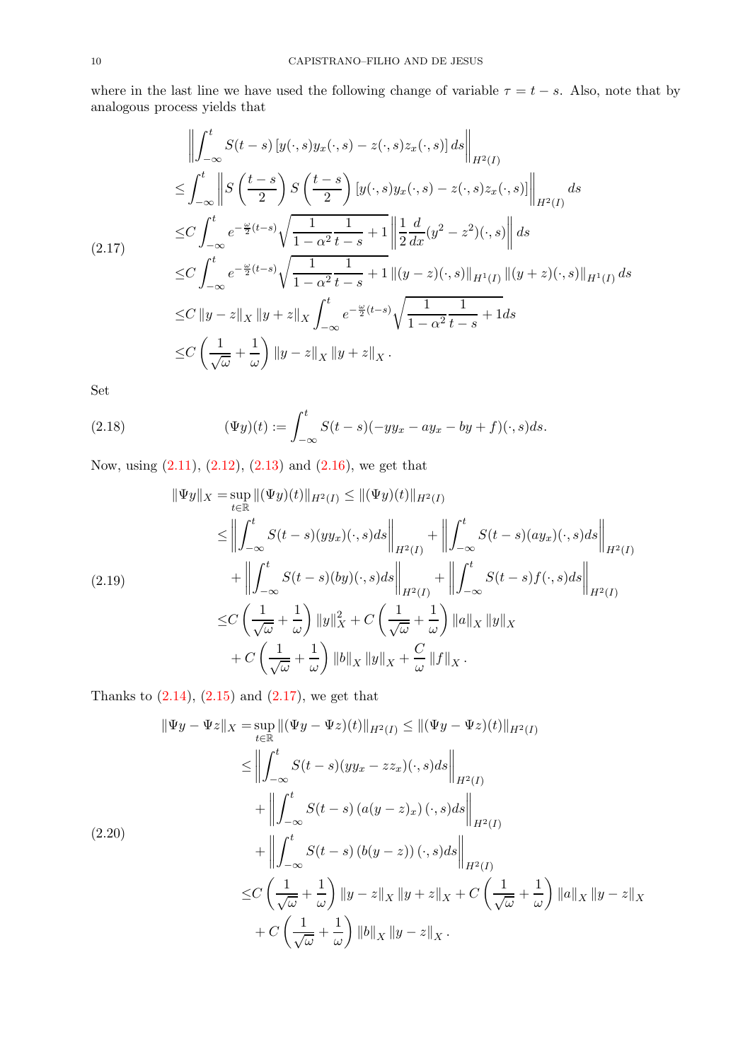where in the last line we have used the following change of variable $\tau = t - s$. Also, note that by analogous process yields that

$$
\begin{aligned}
&\left\| \int_{-\infty}^{t} S(t-s)\left[y(\cdot,s)y_x(\cdot,s) - z(\cdot,s)z_x(\cdot,s)\right] ds \right\|_{H^2(I)} \\
\leq & \int_{-\infty}^{t} \left\| S\left(\frac{t-s}{2}\right) S\left(\frac{t-s}{2}\right)\left[y(\cdot,s)y_x(\cdot,s) - z(\cdot,s)z_x(\cdot,s)\right] \right\|_{H^2(I)} ds \\
\leq & C \int_{-\infty}^{t} e^{-\frac{\omega}{2}(t-s)} \sqrt{\frac{1}{1-\alpha^2}\frac{1}{t-s} + 1} \left\| \frac{1}{2}\frac{d}{dx}(y^2 - z^2)(\cdot,s) \right\| ds \\
\leq & C \int_{-\infty}^{t} e^{-\frac{\omega}{2}(t-s)} \sqrt{\frac{1}{1-\alpha^2}\frac{1}{t-s} + 1} \left\| (y-z)(\cdot,s) \right\|_{H^1(I)} \left\| (y+z)(\cdot,s) \right\|_{H^1(I)} ds \\
\leq & C \left\| y - z \right\|_X \left\| y + z \right\|_X \int_{-\infty}^{t} e^{-\frac{\omega}{2}(t-s)} \sqrt{\frac{1}{1-\alpha^2}\frac{1}{t-s} + 1} ds \\
\leq & C \left( \frac{1}{\sqrt{\omega}} + \frac{1}{\omega} \right) \left\| y - z \right\|_X \left\| y + z \right\|_X .
\end{aligned} \tag{2.17}
$$

Set

$$
(\Psi y)(t) := \int_{-\infty}^{t} S(t-s)(-yy_x - ay_x - by + f)(\cdot,s) ds. \tag{2.18}
$$

Now, using (2.11), (2.12), (2.13) and (2.16), we get that

$$
\begin{aligned}
\left\| \Psi y \right\|_X = & \sup_{t\in\mathbb{R}} \left\| (\Psi y)(t) \right\|_{H^2(I)} \leq \left\| (\Psi y)(t) \right\|_{H^2(I)} \\
\leq & \left\| \int_{-\infty}^{t} S(t-s)(yy_x)(\cdot,s) ds \right\|_{H^2(I)} + \left\| \int_{-\infty}^{t} S(t-s)(ay_x)(\cdot,s) ds \right\|_{H^2(I)} \\
& + \left\| \int_{-\infty}^{t} S(t-s)(by)(\cdot,s) ds \right\|_{H^2(I)} + \left\| \int_{-\infty}^{t} S(t-s)f(\cdot,s) ds \right\|_{H^2(I)} \\
\leq & C \left( \frac{1}{\sqrt{\omega}} + \frac{1}{\omega} \right) \left\| y \right\|_X^2 + C \left( \frac{1}{\sqrt{\omega}} + \frac{1}{\omega} \right) \left\| a \right\|_X \left\| y \right\|_X \\
& + C \left( \frac{1}{\sqrt{\omega}} + \frac{1}{\omega} \right) \left\| b \right\|_X \left\| y \right\|_X + \frac{C}{\omega} \left\| f \right\|_X .
\end{aligned} \tag{2.19}
$$

Thanks to (2.14), (2.15) and (2.17), we get that

$$
\begin{aligned}
\left\| \Psi y - \Psi z \right\|_X = & \sup_{t\in\mathbb{R}} \left\| (\Psi y - \Psi z)(t) \right\|_{H^2(I)} \leq \left\| (\Psi y - \Psi z)(t) \right\|_{H^2(I)} \\
\leq & \left\| \int_{-\infty}^{t} S(t-s)(yy_x - zz_x)(\cdot,s) ds \right\|_{H^2(I)} \\
& + \left\| \int_{-\infty}^{t} S(t-s)\left(a(y-z)_x\right)(\cdot,s) ds \right\|_{H^2(I)} \\
& + \left\| \int_{-\infty}^{t} S(t-s)\left(b(y-z)\right)(\cdot,s) ds \right\|_{H^2(I)} \\
\leq & C \left( \frac{1}{\sqrt{\omega}} + \frac{1}{\omega} \right) \left\| y - z \right\|_X \left\| y + z \right\|_X + C \left( \frac{1}{\sqrt{\omega}} + \frac{1}{\omega} \right) \left\| a \right\|_X \left\| y - z \right\|_X \\
& + C \left( \frac{1}{\sqrt{\omega}} + \frac{1}{\omega} \right) \left\| b \right\|_X \left\| y - z \right\|_X .
\end{aligned} \tag{2.20}
$$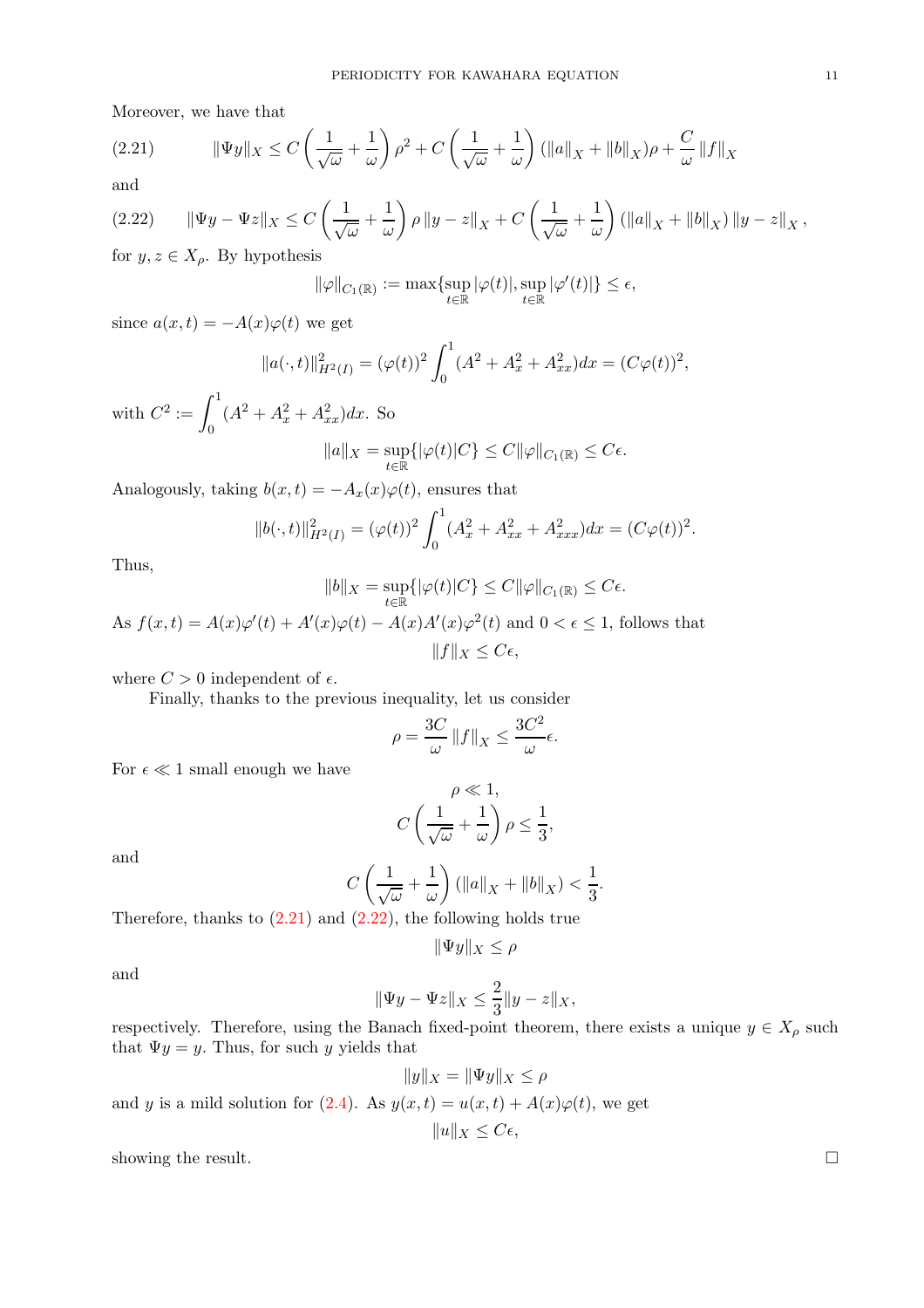Moreover, we have that

$$\|\Psi y\|_X \leq C\left(\frac{1}{\sqrt{\omega}}+\frac{1}{\omega}\right)\rho^2 + C\left(\frac{1}{\sqrt{\omega}}+\frac{1}{\omega}\right)(\|a\|_X+\|b\|_X)\rho + \frac{C}{\omega}\|f\|_X \tag{2.21}$$

and

$$\|\Psi y - \Psi z\|_X \leq C\left(\frac{1}{\sqrt{\omega}}+\frac{1}{\omega}\right)\rho\,\|y-z\|_X + C\left(\frac{1}{\sqrt{\omega}}+\frac{1}{\omega}\right)(\|a\|_X+\|b\|_X)\,\|y-z\|_X\,, \tag{2.22}$$

for $y, z \in X_\rho$. By hypothesis

$$\|\varphi\|_{C_1(\mathbb{R})} := \max\{\sup_{t\in\mathbb{R}}|\varphi(t)|, \sup_{t\in\mathbb{R}}|\varphi'(t)|\} \leq \epsilon,$$

since $a(x,t) = -A(x)\varphi(t)$ we get

$$\|a(\cdot,t)\|^2_{H^2(I)} = (\varphi(t))^2\int_0^1 (A^2+A_x^2+A_{xx}^2)dx = (C\varphi(t))^2,$$

with $C^2 := \displaystyle\int_0^1 (A^2+A_x^2+A_{xx}^2)dx$. So

$$\|a\|_X = \sup_{t\in\mathbb{R}}\{|\varphi(t)|C\} \leq C\|\varphi\|_{C_1(\mathbb{R})} \leq C\epsilon.$$

Analogously, taking $b(x,t) = -A_x(x)\varphi(t)$, ensures that

$$\|b(\cdot,t)\|^2_{H^2(I)} = (\varphi(t))^2\int_0^1 (A_x^2+A_{xx}^2+A_{xxx}^2)dx = (C\varphi(t))^2.$$

Thus,

$$\|b\|_X = \sup_{t\in\mathbb{R}}\{|\varphi(t)|C\} \leq C\|\varphi\|_{C_1(\mathbb{R})} \leq C\epsilon.$$

As $f(x,t) = A(x)\varphi'(t) + A'(x)\varphi(t) - A(x)A'(x)\varphi^2(t)$ and $0<\epsilon\leq 1$, follows that

$$\|f\|_X \leq C\epsilon,$$

where $C>0$ independent of $\epsilon$.

Finally, thanks to the previous inequality, let us consider

$$\rho = \frac{3C}{\omega}\|f\|_X \leq \frac{3C^2}{\omega}\epsilon.$$

For $\epsilon \ll 1$ small enough we have

$$\rho \ll 1,$$

$$C\left(\frac{1}{\sqrt{\omega}}+\frac{1}{\omega}\right)\rho \leq \frac{1}{3},$$

and

$$C\left(\frac{1}{\sqrt{\omega}}+\frac{1}{\omega}\right)(\|a\|_X+\|b\|_X) < \frac{1}{3}.$$

Therefore, thanks to (2.21) and (2.22), the following holds true

$$\|\Psi y\|_X \leq \rho$$

and

$$\|\Psi y - \Psi z\|_X \leq \frac{2}{3}\|y-z\|_X,$$

respectively. Therefore, using the Banach fixed-point theorem, there exists a unique $y\in X_\rho$ such that $\Psi y = y$. Thus, for such $y$ yields that

$$\|y\|_X = \|\Psi y\|_X \leq \rho$$

and $y$ is a mild solution for (2.4). As $y(x,t) = u(x,t) + A(x)\varphi(t)$, we get

$$\|u\|_X \leq C\epsilon,$$

showing the result. □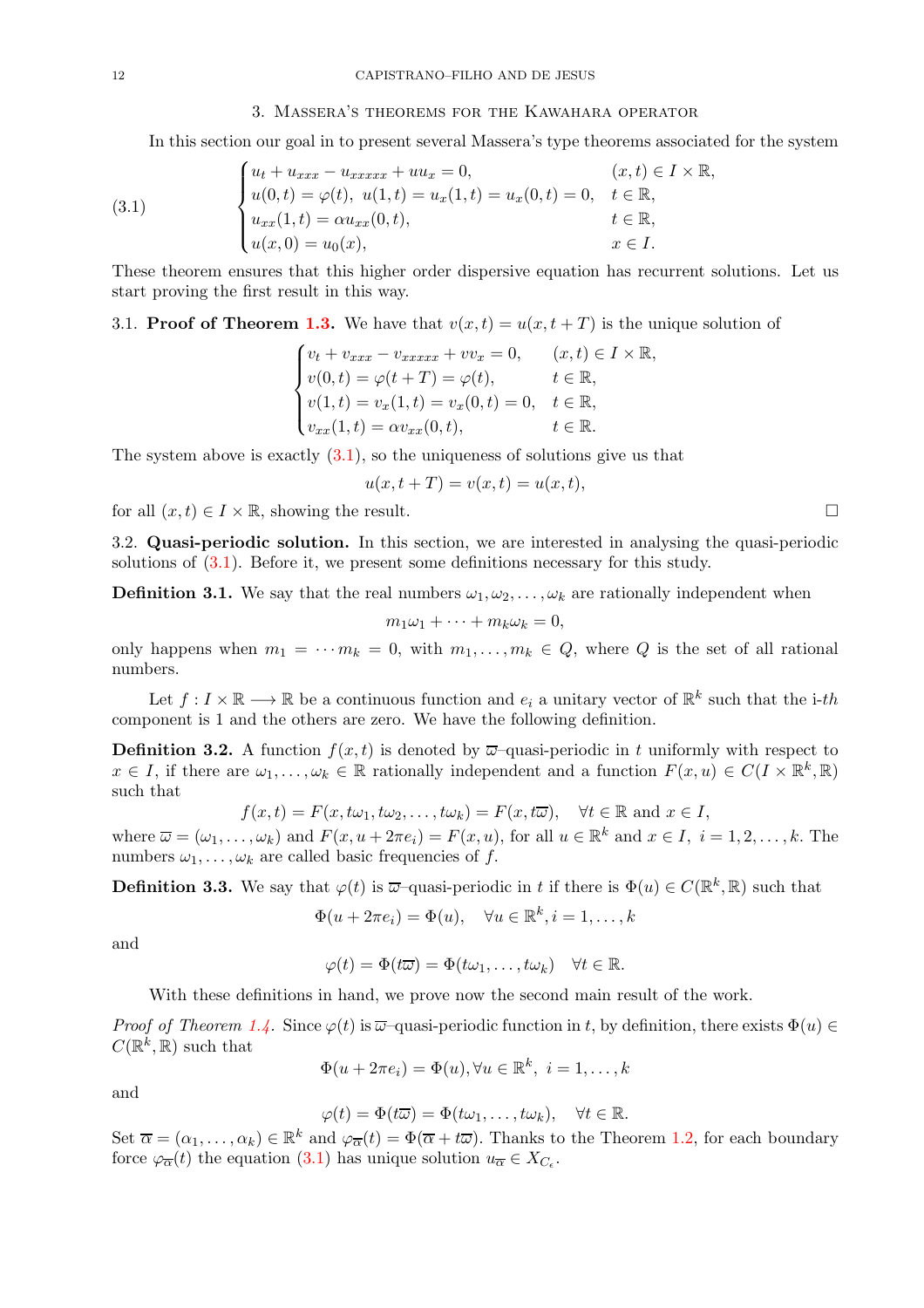## 3. Massera's theorems for the Kawahara operator

In this section our goal in to present several Massera's type theorems associated for the system

$$
\begin{cases}
u_t + u_{xxx} - u_{xxxxx} + uu_x = 0, & (x,t) \in I \times \mathbb{R}, \\
u(0,t) = \varphi(t), \ u(1,t) = u_x(1,t) = u_x(0,t) = 0, & t \in \mathbb{R}, \\
u_{xx}(1,t) = \alpha u_{xx}(0,t), & t \in \mathbb{R}, \\
u(x,0) = u_0(x), & x \in I.
\end{cases} \tag{3.1}
$$

These theorem ensures that this higher order dispersive equation has recurrent solutions. Let us start proving the first result in this way.

### 3.1. Proof of Theorem 1.3.

We have that $v(x,t) = u(x,t+T)$ is the unique solution of

$$
\begin{cases}
v_t + v_{xxx} - v_{xxxxx} + vv_x = 0, & (x,t) \in I \times \mathbb{R}, \\
v(0,t) = \varphi(t+T) = \varphi(t), & t \in \mathbb{R}, \\
v(1,t) = v_x(1,t) = v_x(0,t) = 0, & t \in \mathbb{R}, \\
v_{xx}(1,t) = \alpha v_{xx}(0,t), & t \in \mathbb{R}.
\end{cases}
$$

The system above is exactly (3.1), so the uniqueness of solutions give us that

$$
u(x,t+T) = v(x,t) = u(x,t),
$$

for all $(x,t) \in I \times \mathbb{R}$, showing the result. $\square$

### 3.2. Quasi-periodic solution.

In this section, we are interested in analysing the quasi-periodic solutions of (3.1). Before it, we present some definitions necessary for this study.

**Definition 3.1.** We say that the real numbers $\omega_1, \omega_2, \ldots, \omega_k$ are rationally independent when

$$
m_1\omega_1 + \cdots + m_k\omega_k = 0,
$$

only happens when $m_1 = \cdots m_k = 0$, with $m_1, \ldots, m_k \in Q$, where $Q$ is the set of all rational numbers.

Let $f : I \times \mathbb{R} \longrightarrow \mathbb{R}$ be a continuous function and $e_i$ a unitary vector of $\mathbb{R}^k$ such that the i-*th* component is 1 and the others are zero. We have the following definition.

**Definition 3.2.** A function $f(x,t)$ is denoted by $\overline{\omega}$–quasi-periodic in $t$ uniformly with respect to $x \in I$, if there are $\omega_1, \ldots, \omega_k \in \mathbb{R}$ rationally independent and a function $F(x,u) \in C(I \times \mathbb{R}^k, \mathbb{R})$ such that

$$
f(x,t) = F(x, t\omega_1, t\omega_2, \ldots, t\omega_k) = F(x, t\overline{\omega}), \quad \forall t \in \mathbb{R} \text{ and } x \in I,
$$

where $\overline{\omega} = (\omega_1, \ldots, \omega_k)$ and $F(x, u + 2\pi e_i) = F(x,u)$, for all $u \in \mathbb{R}^k$ and $x \in I$, $i = 1, 2, \ldots, k$. The numbers $\omega_1, \ldots, \omega_k$ are called basic frequencies of $f$.

**Definition 3.3.** We say that $\varphi(t)$ is $\overline{\omega}$–quasi-periodic in $t$ if there is $\Phi(u) \in C(\mathbb{R}^k, \mathbb{R})$ such that

$$
\Phi(u + 2\pi e_i) = \Phi(u), \quad \forall u \in \mathbb{R}^k, i = 1, \ldots, k
$$

and

$$
\varphi(t) = \Phi(t\overline{\omega}) = \Phi(t\omega_1, \ldots, t\omega_k) \quad \forall t \in \mathbb{R}.
$$

With these definitions in hand, we prove now the second main result of the work.

*Proof of Theorem 1.4.* Since $\varphi(t)$ is $\overline{\omega}$–quasi-periodic function in $t$, by definition, there exists $\Phi(u) \in C(\mathbb{R}^k, \mathbb{R})$ such that

$$
\Phi(u + 2\pi e_i) = \Phi(u), \forall u \in \mathbb{R}^k, \ i = 1, \ldots, k
$$

and

$$
\varphi(t) = \Phi(t\overline{\omega}) = \Phi(t\omega_1, \ldots, t\omega_k), \quad \forall t \in \mathbb{R}.
$$

Set $\overline{\alpha} = (\alpha_1, \ldots, \alpha_k) \in \mathbb{R}^k$ and $\varphi_{\overline{\alpha}}(t) = \Phi(\overline{\alpha} + t\overline{\omega})$. Thanks to the Theorem 1.2, for each boundary force $\varphi_{\overline{\alpha}}(t)$ the equation (3.1) has unique solution $u_{\overline{\alpha}} \in X_{C_\epsilon}$.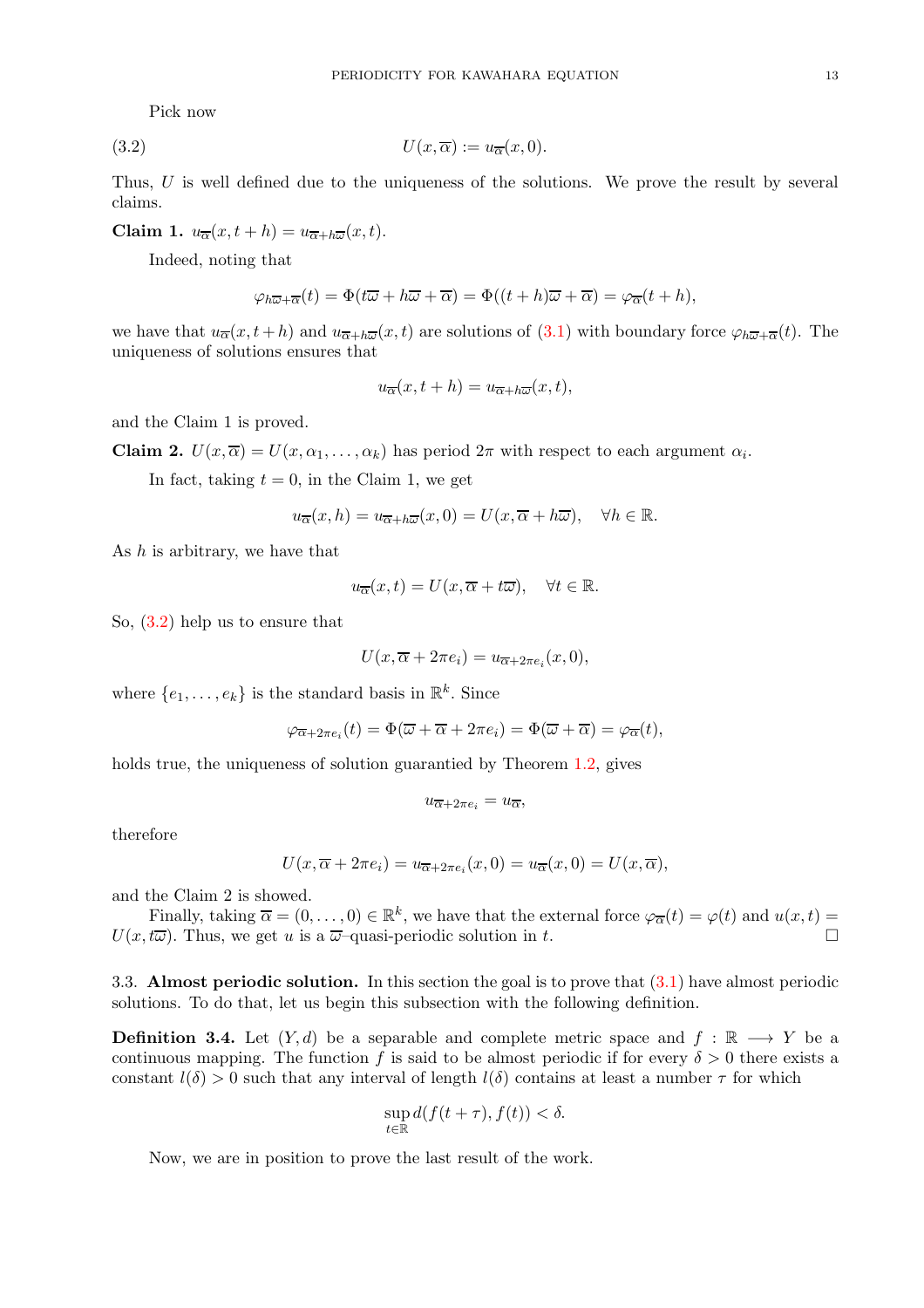Pick now

$$U(x, \overline{\alpha}) := u_{\overline{\alpha}}(x, 0). \tag{3.2}$$

Thus, $U$ is well defined due to the uniqueness of the solutions. We prove the result by several claims.

**Claim 1.** $u_{\overline{\alpha}}(x, t+h) = u_{\overline{\alpha}+h\overline{\varpi}}(x, t)$.

Indeed, noting that

$$\varphi_{h\overline{\varpi}+\overline{\alpha}}(t) = \Phi(t\overline{\varpi} + h\overline{\varpi} + \overline{\alpha}) = \Phi((t+h)\overline{\varpi} + \overline{\alpha}) = \varphi_{\overline{\alpha}}(t+h),$$

we have that $u_{\overline{\alpha}}(x, t+h)$ and $u_{\overline{\alpha}+h\overline{\varpi}}(x, t)$ are solutions of (3.1) with boundary force $\varphi_{h\overline{\varpi}+\overline{\alpha}}(t)$. The uniqueness of solutions ensures that

$$u_{\overline{\alpha}}(x, t+h) = u_{\overline{\alpha}+h\overline{\varpi}}(x, t),$$

and the Claim 1 is proved.

**Claim 2.** $U(x, \overline{\alpha}) = U(x, \alpha_1, \ldots, \alpha_k)$ has period $2\pi$ with respect to each argument $\alpha_i$.

In fact, taking $t = 0$, in the Claim 1, we get

$$u_{\overline{\alpha}}(x, h) = u_{\overline{\alpha}+h\overline{\varpi}}(x, 0) = U(x, \overline{\alpha} + h\overline{\varpi}), \quad \forall h \in \mathbb{R}.$$

As $h$ is arbitrary, we have that

$$u_{\overline{\alpha}}(x, t) = U(x, \overline{\alpha} + t\overline{\varpi}), \quad \forall t \in \mathbb{R}.$$

So, (3.2) help us to ensure that

$$U(x, \overline{\alpha} + 2\pi e_i) = u_{\overline{\alpha}+2\pi e_i}(x, 0),$$

where $\{e_1, \ldots, e_k\}$ is the standard basis in $\mathbb{R}^k$. Since

$$\varphi_{\overline{\alpha}+2\pi e_i}(t) = \Phi(\overline{\varpi} + \overline{\alpha} + 2\pi e_i) = \Phi(\overline{\varpi} + \overline{\alpha}) = \varphi_{\overline{\alpha}}(t),$$

holds true, the uniqueness of solution guarantied by Theorem 1.2, gives

$$u_{\overline{\alpha}+2\pi e_i} = u_{\overline{\alpha}},$$

therefore

$$U(x, \overline{\alpha} + 2\pi e_i) = u_{\overline{\alpha}+2\pi e_i}(x, 0) = u_{\overline{\alpha}}(x, 0) = U(x, \overline{\alpha}),$$

and the Claim 2 is showed.

Finally, taking $\overline{\alpha} = (0, \ldots, 0) \in \mathbb{R}^k$, we have that the external force $\varphi_{\overline{\alpha}}(t) = \varphi(t)$ and $u(x, t) = U(x, t\overline{\varpi})$. Thus, we get $u$ is a $\overline{\varpi}$–quasi-periodic solution in $t$. $\square$

3.3. **Almost periodic solution.** In this section the goal is to prove that (3.1) have almost periodic solutions. To do that, let us begin this subsection with the following definition.

**Definition 3.4.** Let $(Y, d)$ be a separable and complete metric space and $f : \mathbb{R} \longrightarrow Y$ be a continuous mapping. The function $f$ is said to be almost periodic if for every $\delta > 0$ there exists a constant $l(\delta) > 0$ such that any interval of length $l(\delta)$ contains at least a number $\tau$ for which

$$\sup_{t \in \mathbb{R}} d(f(t+\tau), f(t)) < \delta.$$

Now, we are in position to prove the last result of the work.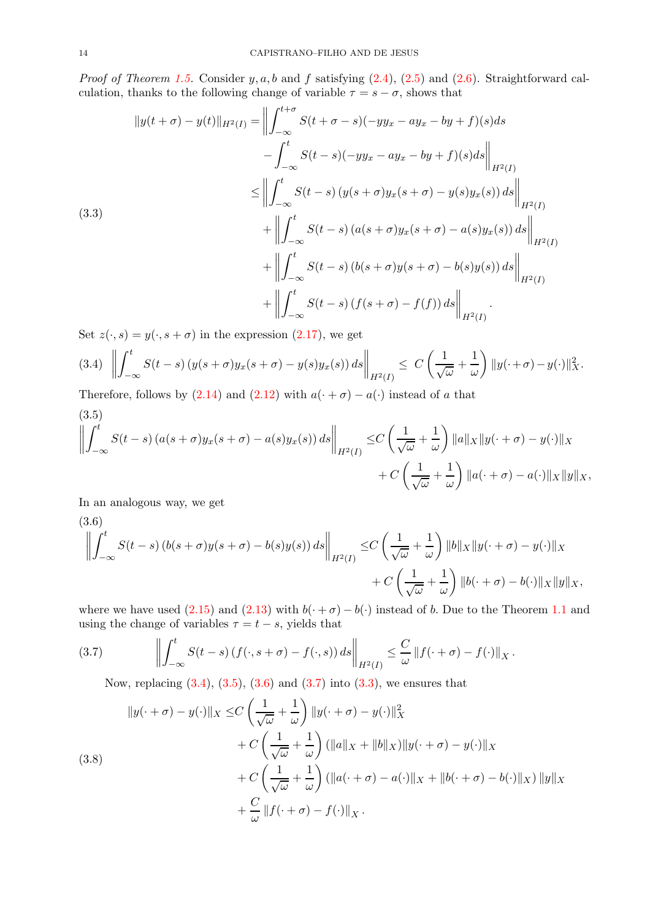*Proof of Theorem 1.5.* Consider $y, a, b$ and $f$ satisfying (2.4), (2.5) and (2.6). Straightforward calculation, thanks to the following change of variable $\tau = s - \sigma$, shows that

$$
\begin{aligned}
\|y(t+\sigma) - y(t)\|_{H^2(I)} =& \left\| \int_{-\infty}^{t+\sigma} S(t+\sigma-s)(-yy_x - ay_x - by + f)(s)ds \right. \\
& \left. - \int_{-\infty}^{t} S(t-s)(-yy_x - ay_x - by + f)(s)ds \right\|_{H^2(I)} \\
\leq & \left\| \int_{-\infty}^{t} S(t-s)\left(y(s+\sigma)y_x(s+\sigma) - y(s)y_x(s)\right)ds \right\|_{H^2(I)} \\
& + \left\| \int_{-\infty}^{t} S(t-s)\left(a(s+\sigma)y_x(s+\sigma) - a(s)y_x(s)\right)ds \right\|_{H^2(I)} \\
& + \left\| \int_{-\infty}^{t} S(t-s)\left(b(s+\sigma)y(s+\sigma) - b(s)y(s)\right)ds \right\|_{H^2(I)} \\
& + \left\| \int_{-\infty}^{t} S(t-s)\left(f(s+\sigma) - f(f)\right)ds \right\|_{H^2(I)}.
\end{aligned} \tag{3.3}
$$

Set $z(\cdot, s) = y(\cdot, s+\sigma)$ in the expression (2.17), we get

$$
\left\| \int_{-\infty}^{t} S(t-s)\left(y(s+\sigma)y_x(s+\sigma) - y(s)y_x(s)\right)ds \right\|_{H^2(I)} \leq C\left(\frac{1}{\sqrt{\omega}} + \frac{1}{\omega}\right)\|y(\cdot+\sigma) - y(\cdot)\|_X^2. \tag{3.4}
$$

Therefore, follows by (2.14) and (2.12) with $a(\cdot+\sigma) - a(\cdot)$ instead of $a$ that

$$
\begin{aligned}
\left\| \int_{-\infty}^{t} S(t-s)\left(a(s+\sigma)y_x(s+\sigma) - a(s)y_x(s)\right)ds \right\|_{H^2(I)} \leq & C\left(\frac{1}{\sqrt{\omega}} + \frac{1}{\omega}\right)\|a\|_X\|y(\cdot+\sigma) - y(\cdot)\|_X \\
& + C\left(\frac{1}{\sqrt{\omega}} + \frac{1}{\omega}\right)\|a(\cdot+\sigma) - a(\cdot)\|_X\|y\|_X,
\end{aligned} \tag{3.5}
$$

In an analogous way, we get

$$
\begin{aligned}
\left\| \int_{-\infty}^{t} S(t-s)\left(b(s+\sigma)y(s+\sigma) - b(s)y(s)\right)ds \right\|_{H^2(I)} \leq & C\left(\frac{1}{\sqrt{\omega}} + \frac{1}{\omega}\right)\|b\|_X\|y(\cdot+\sigma) - y(\cdot)\|_X \\
& + C\left(\frac{1}{\sqrt{\omega}} + \frac{1}{\omega}\right)\|b(\cdot+\sigma) - b(\cdot)\|_X\|y\|_X,
\end{aligned} \tag{3.6}
$$

where we have used (2.15) and (2.13) with $b(\cdot+\sigma) - b(\cdot)$ instead of $b$. Due to the Theorem 1.1 and using the change of variables $\tau = t - s$, yields that

$$
\left\| \int_{-\infty}^{t} S(t-s)\left(f(\cdot, s+\sigma) - f(\cdot, s)\right)ds \right\|_{H^2(I)} \leq \frac{C}{\omega}\left\|f(\cdot+\sigma) - f(\cdot)\right\|_X. \tag{3.7}
$$

Now, replacing (3.4), (3.5), (3.6) and (3.7) into (3.3), we ensures that

$$
\begin{aligned}
\|y(\cdot+\sigma) - y(\cdot)\|_X \leq & C\left(\frac{1}{\sqrt{\omega}} + \frac{1}{\omega}\right)\|y(\cdot+\sigma) - y(\cdot)\|_X^2 \\
& + C\left(\frac{1}{\sqrt{\omega}} + \frac{1}{\omega}\right)(\|a\|_X + \|b\|_X)\|y(\cdot+\sigma) - y(\cdot)\|_X \\
& + C\left(\frac{1}{\sqrt{\omega}} + \frac{1}{\omega}\right)\left(\|a(\cdot+\sigma) - a(\cdot)\|_X + \|b(\cdot+\sigma) - b(\cdot)\|_X\right)\|y\|_X \\
& + \frac{C}{\omega}\left\|f(\cdot+\sigma) - f(\cdot)\right\|_X.
\end{aligned} \tag{3.8}
$$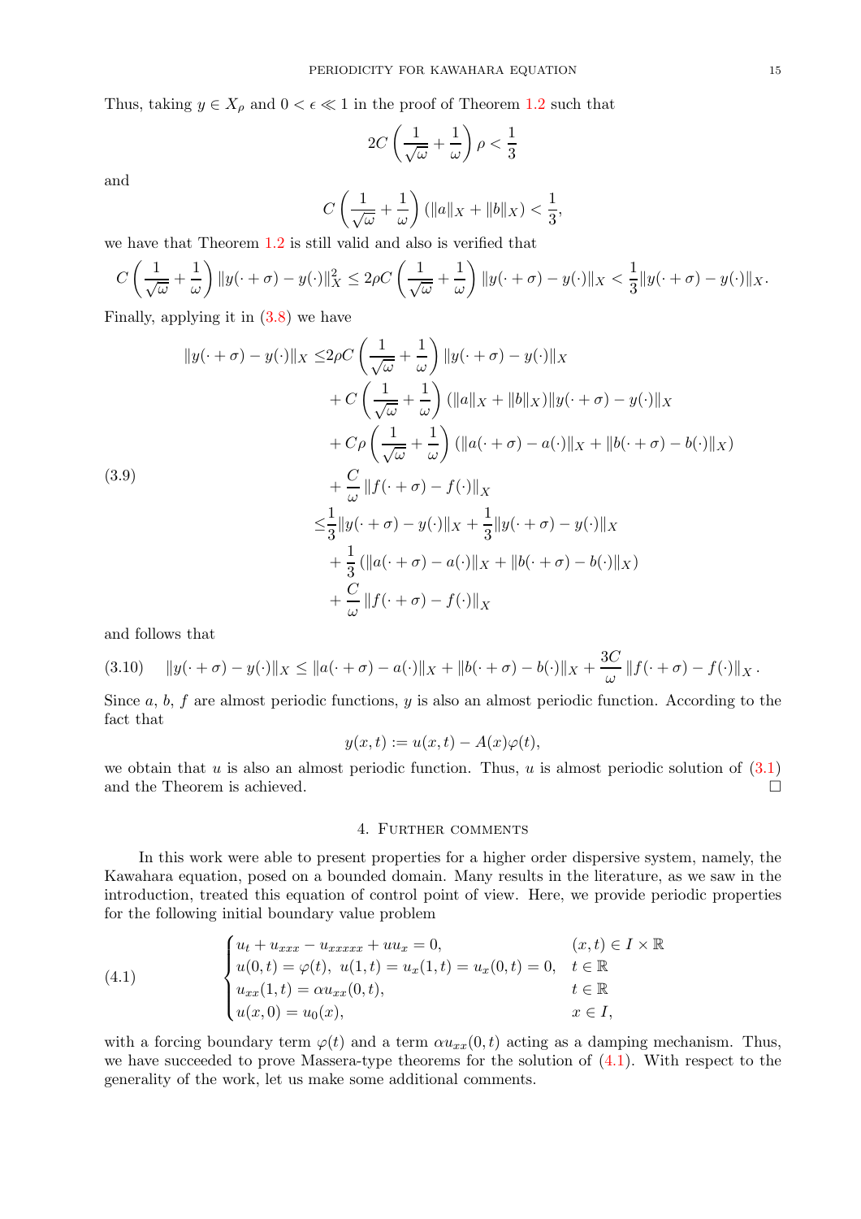Thus, taking $y \in X_\rho$ and $0 < \epsilon \ll 1$ in the proof of Theorem 1.2 such that

$$2C\left(\frac{1}{\sqrt{\omega}}+\frac{1}{\omega}\right)\rho < \frac{1}{3}$$

and

$$C\left(\frac{1}{\sqrt{\omega}}+\frac{1}{\omega}\right)(\|a\|_X + \|b\|_X) < \frac{1}{3},$$

we have that Theorem 1.2 is still valid and also is verified that

$$C\left(\frac{1}{\sqrt{\omega}}+\frac{1}{\omega}\right)\|y(\cdot+\sigma)-y(\cdot)\|_X^2 \leq 2\rho C\left(\frac{1}{\sqrt{\omega}}+\frac{1}{\omega}\right)\|y(\cdot+\sigma)-y(\cdot)\|_X < \frac{1}{3}\|y(\cdot+\sigma)-y(\cdot)\|_X.$$

Finally, applying it in (3.8) we have

$$\begin{aligned}
\|y(\cdot+\sigma)-y(\cdot)\|_X \leq & 2\rho C\left(\frac{1}{\sqrt{\omega}}+\frac{1}{\omega}\right)\|y(\cdot+\sigma)-y(\cdot)\|_X \\
&+ C\left(\frac{1}{\sqrt{\omega}}+\frac{1}{\omega}\right)(\|a\|_X+\|b\|_X)\|y(\cdot+\sigma)-y(\cdot)\|_X \\
&+ C\rho\left(\frac{1}{\sqrt{\omega}}+\frac{1}{\omega}\right)(\|a(\cdot+\sigma)-a(\cdot)\|_X+\|b(\cdot+\sigma)-b(\cdot)\|_X) \\
&+ \frac{C}{\omega}\|f(\cdot+\sigma)-f(\cdot)\|_X \\
\leq & \frac{1}{3}\|y(\cdot+\sigma)-y(\cdot)\|_X + \frac{1}{3}\|y(\cdot+\sigma)-y(\cdot)\|_X \\
&+ \frac{1}{3}(\|a(\cdot+\sigma)-a(\cdot)\|_X+\|b(\cdot+\sigma)-b(\cdot)\|_X) \\
&+ \frac{C}{\omega}\|f(\cdot+\sigma)-f(\cdot)\|_X
\end{aligned} \tag{3.9}$$

and follows that

$$\|y(\cdot+\sigma)-y(\cdot)\|_X \leq \|a(\cdot+\sigma)-a(\cdot)\|_X+\|b(\cdot+\sigma)-b(\cdot)\|_X + \frac{3C}{\omega}\|f(\cdot+\sigma)-f(\cdot)\|_X. \tag{3.10}$$

Since $a$, $b$, $f$ are almost periodic functions, $y$ is also an almost periodic function. According to the fact that

$$y(x,t) := u(x,t) - A(x)\varphi(t),$$

we obtain that $u$ is also an almost periodic function. Thus, $u$ is almost periodic solution of (3.1) and the Theorem is achieved. □

## 4. Further comments

In this work were able to present properties for a higher order dispersive system, namely, the Kawahara equation, posed on a bounded domain. Many results in the literature, as we saw in the introduction, treated this equation of control point of view. Here, we provide periodic properties for the following initial boundary value problem

$$\begin{cases}
u_t + u_{xxx} - u_{xxxxx} + uu_x = 0, & (x,t) \in I \times \mathbb{R} \\
u(0,t) = \varphi(t),\ u(1,t) = u_x(1,t) = u_x(0,t) = 0, & t \in \mathbb{R} \\
u_{xx}(1,t) = \alpha u_{xx}(0,t), & t \in \mathbb{R} \\
u(x,0) = u_0(x), & x \in I,
\end{cases} \tag{4.1}$$

with a forcing boundary term $\varphi(t)$ and a term $\alpha u_{xx}(0,t)$ acting as a damping mechanism. Thus, we have succeeded to prove Massera-type theorems for the solution of (4.1). With respect to the generality of the work, let us make some additional comments.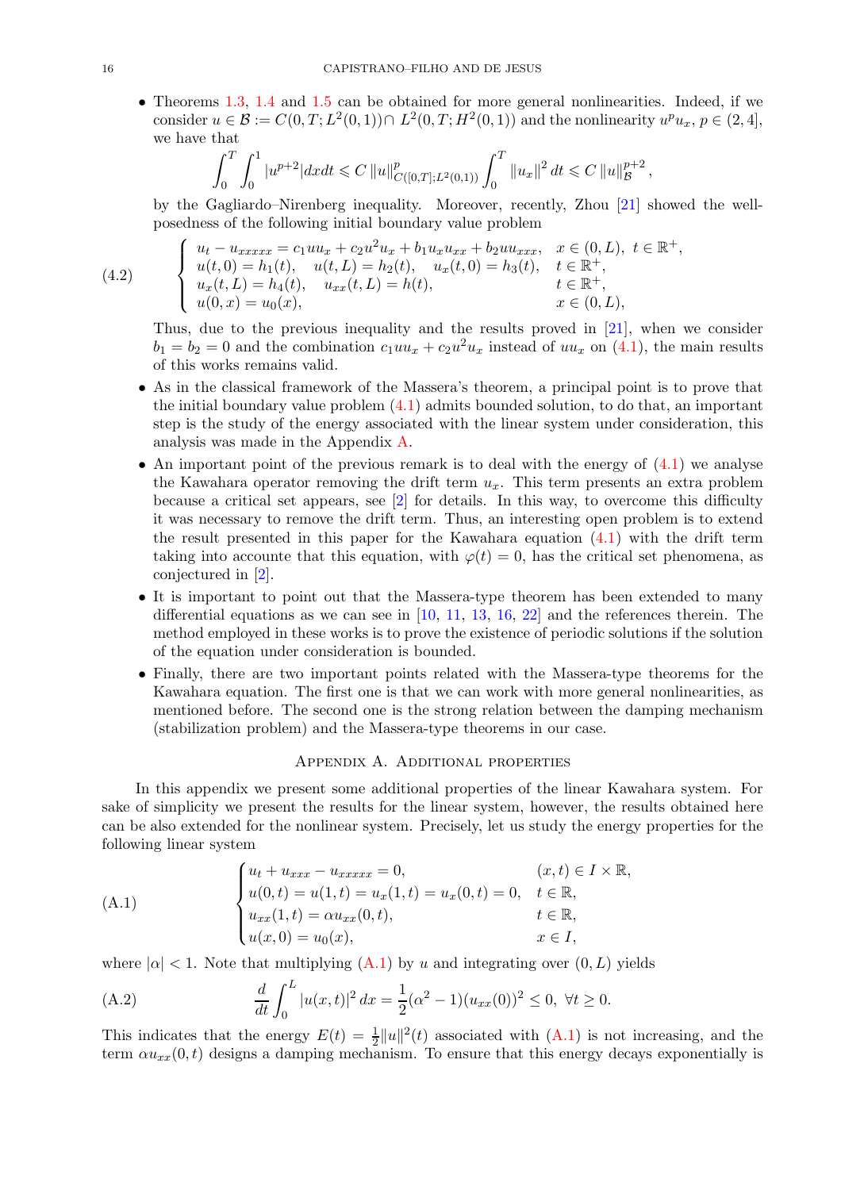- Theorems 1.3, 1.4 and 1.5 can be obtained for more general nonlinearities. Indeed, if we consider $u \in \mathcal{B} := C(0,T;L^2(0,1)) \cap L^2(0,T;H^2(0,1))$ and the nonlinearity $u^p u_x$, $p \in (2,4]$, we have that

$$\int_0^T \int_0^1 |u^{p+2}| dx dt \leqslant C \left\| u \right\|^p_{C([0,T];L^2(0,1))} \int_0^T \left\| u_x \right\|^2 dt \leqslant C \left\| u \right\|^{p+2}_{\mathcal{B}},$$

by the Gagliardo–Nirenberg inequality. Moreover, recently, Zhou [21] showed the well-posedness of the following initial boundary value problem

$$\tag{4.2}
\begin{cases}
u_t - u_{xxxxx} = c_1 u u_x + c_2 u^2 u_x + b_1 u_x u_{xx} + b_2 u u_{xxx}, & x \in (0,L),\ t \in \mathbb{R}^+, \\
u(t,0) = h_1(t), \quad u(t,L) = h_2(t), \quad u_x(t,0) = h_3(t), & t \in \mathbb{R}^+, \\
u_x(t,L) = h_4(t), \quad u_{xx}(t,L) = h(t), & t \in \mathbb{R}^+, \\
u(0,x) = u_0(x), & x \in (0,L),
\end{cases}$$

Thus, due to the previous inequality and the results proved in [21], when we consider $b_1 = b_2 = 0$ and the combination $c_1 u u_x + c_2 u^2 u_x$ instead of $u u_x$ on (4.1), the main results of this works remains valid.

- As in the classical framework of the Massera's theorem, a principal point is to prove that the initial boundary value problem (4.1) admits bounded solution, to do that, an important step is the study of the energy associated with the linear system under consideration, this analysis was made in the Appendix A.
- An important point of the previous remark is to deal with the energy of (4.1) we analyse the Kawahara operator removing the drift term $u_x$. This term presents an extra problem because a critical set appears, see [2] for details. In this way, to overcome this difficulty it was necessary to remove the drift term. Thus, an interesting open problem is to extend the result presented in this paper for the Kawahara equation (4.1) with the drift term taking into accounte that this equation, with $\varphi(t) = 0$, has the critical set phenomena, as conjectured in [2].
- It is important to point out that the Massera-type theorem has been extended to many differential equations as we can see in [10, 11, 13, 16, 22] and the references therein. The method employed in these works is to prove the existence of periodic solutions if the solution of the equation under consideration is bounded.
- Finally, there are two important points related with the Massera-type theorems for the Kawahara equation. The first one is that we can work with more general nonlinearities, as mentioned before. The second one is the strong relation between the damping mechanism (stabilization problem) and the Massera-type theorems in our case.

## Appendix A. Additional properties

In this appendix we present some additional properties of the linear Kawahara system. For sake of simplicity we present the results for the linear system, however, the results obtained here can be also extended for the nonlinear system. Precisely, let us study the energy properties for the following linear system

$$\tag{A.1}
\begin{cases}
u_t + u_{xxx} - u_{xxxxx} = 0, & (x,t) \in I \times \mathbb{R}, \\
u(0,t) = u(1,t) = u_x(1,t) = u_x(0,t) = 0, & t \in \mathbb{R}, \\
u_{xx}(1,t) = \alpha u_{xx}(0,t), & t \in \mathbb{R}, \\
u(x,0) = u_0(x), & x \in I,
\end{cases}$$

where $|\alpha| < 1$. Note that multiplying (A.1) by $u$ and integrating over $(0,L)$ yields

$$\tag{A.2}
\frac{d}{dt} \int_0^L |u(x,t)|^2 \, dx = \frac{1}{2} (\alpha^2 - 1)(u_{xx}(0))^2 \leq 0, \ \forall t \geq 0.$$

This indicates that the energy $E(t) = \frac{1}{2} \|u\|^2(t)$ associated with (A.1) is not increasing, and the term $\alpha u_{xx}(0,t)$ designs a damping mechanism. To ensure that this energy decays exponentially is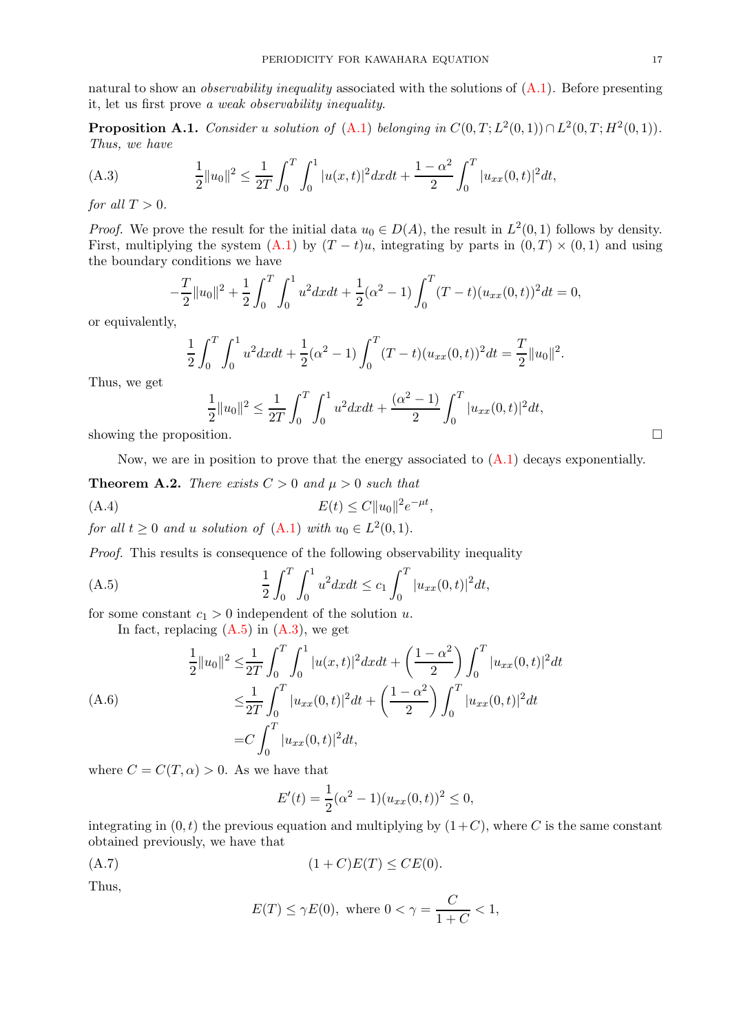natural to show an *observability inequality* associated with the solutions of (A.1). Before presenting it, let us first prove *a weak observability inequality*.

**Proposition A.1.** *Consider $u$ solution of (A.1) belonging in $C(0,T;L^2(0,1))\cap L^2(0,T;H^2(0,1))$. Thus, we have*

$$\frac{1}{2}\|u_0\|^2 \leq \frac{1}{2T}\int_0^T\int_0^1 |u(x,t)|^2 dxdt + \frac{1-\alpha^2}{2}\int_0^T |u_{xx}(0,t)|^2 dt, \tag{A.3}$$

*for all $T>0$.*

*Proof.* We prove the result for the initial data $u_0 \in D(A)$, the result in $L^2(0,1)$ follows by density. First, multiplying the system (A.1) by $(T-t)u$, integrating by parts in $(0,T)\times(0,1)$ and using the boundary conditions we have

$$-\frac{T}{2}\|u_0\|^2 + \frac{1}{2}\int_0^T\int_0^1 u^2 dxdt + \frac{1}{2}(\alpha^2-1)\int_0^T (T-t)(u_{xx}(0,t))^2 dt = 0,$$

or equivalently,

$$\frac{1}{2}\int_0^T\int_0^1 u^2 dxdt + \frac{1}{2}(\alpha^2-1)\int_0^T (T-t)(u_{xx}(0,t))^2 dt = \frac{T}{2}\|u_0\|^2.$$

Thus, we get

$$\frac{1}{2}\|u_0\|^2 \leq \frac{1}{2T}\int_0^T\int_0^1 u^2 dxdt + \frac{(\alpha^2-1)}{2}\int_0^T |u_{xx}(0,t)|^2 dt,$$

showing the proposition. □

Now, we are in position to prove that the energy associated to (A.1) decays exponentially.

**Theorem A.2.** *There exists $C>0$ and $\mu>0$ such that*

$$E(t) \leq C\|u_0\|^2 e^{-\mu t}, \tag{A.4}$$

*for all $t\geq 0$ and $u$ solution of (A.1) with $u_0 \in L^2(0,1)$.*

*Proof.* This results is consequence of the following observability inequality

$$\frac{1}{2}\int_0^T\int_0^1 u^2 dxdt \leq c_1\int_0^T |u_{xx}(0,t)|^2 dt, \tag{A.5}$$

for some constant $c_1>0$ independent of the solution $u$.

In fact, replacing (A.5) in (A.3), we get

$$\begin{aligned}
\frac{1}{2}\|u_0\|^2 \leq& \frac{1}{2T}\int_0^T\int_0^1 |u(x,t)|^2 dxdt + \left(\frac{1-\alpha^2}{2}\right)\int_0^T |u_{xx}(0,t)|^2 dt \\
\leq& \frac{1}{2T}\int_0^T |u_{xx}(0,t)|^2 dt + \left(\frac{1-\alpha^2}{2}\right)\int_0^T |u_{xx}(0,t)|^2 dt \\
=& C\int_0^T |u_{xx}(0,t)|^2 dt,
\end{aligned} \tag{A.6}$$

where $C = C(T,\alpha) > 0$. As we have that

$$E'(t) = \frac{1}{2}(\alpha^2-1)(u_{xx}(0,t))^2 \leq 0,$$

integrating in $(0,t)$ the previous equation and multiplying by $(1+C)$, where $C$ is the same constant obtained previously, we have that

$$(1+C)E(T) \leq CE(0). \tag{A.7}$$

Thus,

$$E(T) \leq \gamma E(0), \text{ where } 0 < \gamma = \frac{C}{1+C} < 1,$$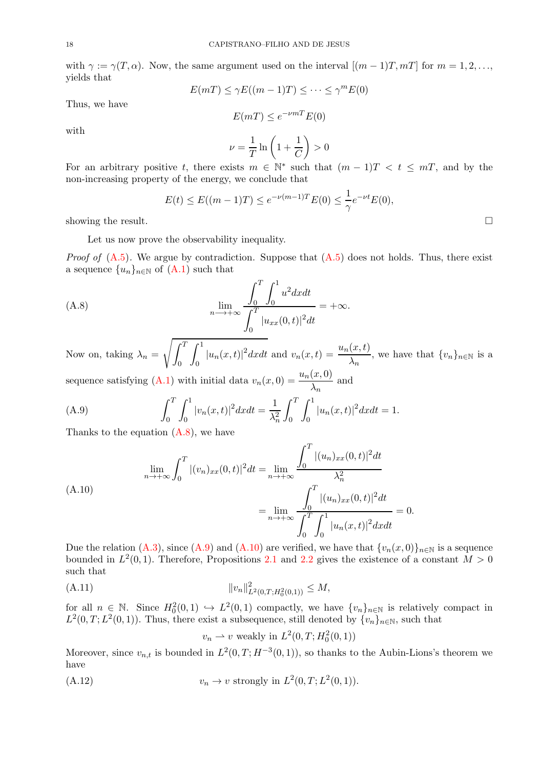with $\gamma := \gamma(T, \alpha)$. Now, the same argument used on the interval $[(m-1)T, mT]$ for $m = 1, 2, \ldots$, yields that

$$E(mT) \leq \gamma E((m-1)T) \leq \cdots \leq \gamma^m E(0)$$

Thus, we have

$$E(mT) \leq e^{-\nu m T} E(0)$$

with

$$\nu = \frac{1}{T} \ln\left(1 + \frac{1}{C}\right) > 0$$

For an arbitrary positive $t$, there exists $m \in \mathbb{N}^*$ such that $(m-1)T < t \leq mT$, and by the non-increasing property of the energy, we conclude that

$$E(t) \leq E((m-1)T) \leq e^{-\nu(m-1)T} E(0) \leq \frac{1}{\gamma} e^{-\nu t} E(0),$$

showing the result. □

Let us now prove the observability inequality.

*Proof of* (A.5). We argue by contradiction. Suppose that (A.5) does not holds. Thus, there exist a sequence $\{u_n\}_{n\in\mathbb{N}}$ of (A.1) such that

$$\lim_{n\longrightarrow+\infty} \frac{\displaystyle\int_0^T \int_0^1 u^2 dx dt}{\displaystyle\int_0^T |u_{xx}(0,t)|^2 dt} = +\infty. \tag{A.8}$$

Now on, taking $\lambda_n = \sqrt{\displaystyle\int_0^T \int_0^1 |u_n(x,t)|^2 dx dt}$ and $v_n(x,t) = \dfrac{u_n(x,t)}{\lambda_n}$, we have that $\{v_n\}_{n\in\mathbb{N}}$ is a sequence satisfying (A.1) with initial data $v_n(x,0) = \dfrac{u_n(x,0)}{\lambda_n}$ and

$$\int_0^T \int_0^1 |v_n(x,t)|^2 dx dt = \frac{1}{\lambda_n^2} \int_0^T \int_0^1 |u_n(x,t)|^2 dx dt = 1. \tag{A.9}$$

Thanks to the equation (A.8), we have

$$\begin{aligned}
\lim_{n\to+\infty} \int_0^T |(v_n)_{xx}(0,t)|^2 dt &= \lim_{n\to+\infty} \frac{\displaystyle\int_0^T |(u_n)_{xx}(0,t)|^2 dt}{\lambda_n^2} \\
&= \lim_{n\to+\infty} \frac{\displaystyle\int_0^T |(u_n)_{xx}(0,t)|^2 dt}{\displaystyle\int_0^T \int_0^1 |u_n(x,t)|^2 dx dt} = 0.
\end{aligned} \tag{A.10}$$

Due the relation (A.3), since (A.9) and (A.10) are verified, we have that $\{v_n(x,0)\}_{n\in\mathbb{N}}$ is a sequence bounded in $L^2(0,1)$. Therefore, Propositions 2.1 and 2.2 gives the existence of a constant $M > 0$ such that

$$\|v_n\|^2_{L^2(0,T;H_0^2(0,1))} \leq M, \tag{A.11}$$

for all $n \in \mathbb{N}$. Since $H_0^2(0,1) \hookrightarrow L^2(0,1)$ compactly, we have $\{v_n\}_{n\in\mathbb{N}}$ is relatively compact in $L^2(0,T;L^2(0,1))$. Thus, there exist a subsequence, still denoted by $\{v_n\}_{n\in\mathbb{N}}$, such that

$$v_n \rightharpoonup v \text{ weakly in } L^2(0,T;H_0^2(0,1))$$

Moreover, since $v_{n,t}$ is bounded in $L^2(0,T;H^{-3}(0,1))$, so thanks to the Aubin-Lions's theorem we have

$$v_n \to v \text{ strongly in } L^2(0,T;L^2(0,1)). \tag{A.12}$$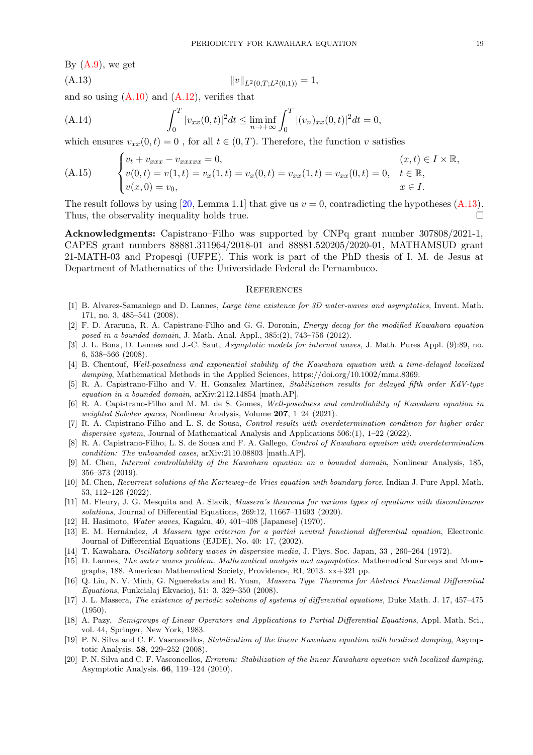By (A.9), we get

$$\|v\|_{L^2(0,T;L^2(0,1))} = 1, \tag{A.13}$$

and so using (A.10) and (A.12), verifies that

$$\int_0^T |v_{xx}(0,t)|^2 dt \leq \liminf_{n\to+\infty} \int_0^T |(v_n)_{xx}(0,t)|^2 dt = 0, \tag{A.14}$$

which ensures $v_{xx}(0,t) = 0$ , for all $t \in (0,T)$. Therefore, the function $v$ satisfies

$$\begin{cases} v_t + v_{xxx} - v_{xxxxx} = 0, & (x,t) \in I \times \mathbb{R}, \\ v(0,t) = v(1,t) = v_x(1,t) = v_x(0,t) = v_{xx}(1,t) = v_{xx}(0,t) = 0, & t \in \mathbb{R}, \\ v(x,0) = v_0, & x \in I. \end{cases} \tag{A.15}$$

The result follows by using [20, Lemma 1.1] that give us $v = 0$, contradicting the hypotheses (A.13). Thus, the observality inequality holds true. □

**Acknowledgments:** Capistrano–Filho was supported by CNPq grant number 307808/2021-1, CAPES grant numbers 88881.311964/2018-01 and 88881.520205/2020-01, MATHAMSUD grant 21-MATH-03 and Propesqi (UFPE). This work is part of the PhD thesis of I. M. de Jesus at Department of Mathematics of the Universidade Federal de Pernambuco.

## References

[1] B. Alvarez-Samaniego and D. Lannes, *Large time existence for 3D water-waves and asymptotics*, Invent. Math. 171, no. 3, 485–541 (2008).

[2] F. D. Araruna, R. A. Capistrano-Filho and G. G. Doronin, *Energy decay for the modified Kawahara equation posed in a bounded domain*, J. Math. Anal. Appl., 385:(2), 743–756 (2012).

[3] J. L. Bona, D. Lannes and J.-C. Saut, *Asymptotic models for internal waves*, J. Math. Pures Appl. (9):89, no. 6, 538–566 (2008).

[4] B. Chentouf, *Well-posedness and exponential stability of the Kawahara equation with a time-delayed localized damping*, Mathematical Methods in the Applied Sciences, https://doi.org/10.1002/mma.8369.

[5] R. A. Capistrano-Filho and V. H. Gonzalez Martinez, *Stabilization results for delayed fifth order KdV-type equation in a bounded domain*, arXiv:2112.14854 [math.AP].

[6] R. A. Capistrano-Filho and M. M. de S. Gomes, *Well-posedness and controllability of Kawahara equation in weighted Sobolev spaces*, Nonlinear Analysis, Volume **207**, 1–24 (2021).

[7] R. A. Capistrano-Filho and L. S. de Sousa, *Control results with overdetermination condition for higher order dispersive system*, Journal of Mathematical Analysis and Applications 506:(1), 1–22 (2022).

[8] R. A. Capistrano-Filho, L. S. de Sousa and F. A. Gallego, *Control of Kawahara equation with overdetermination condition: The unbounded cases*, arXiv:2110.08803 [math.AP].

[9] M. Chen, *Internal controllability of the Kawahara equation on a bounded domain*, Nonlinear Analysis, 185, 356–373 (2019).

[10] M. Chen, *Recurrent solutions of the Korteweg–de Vries equation with boundary force*, Indian J. Pure Appl. Math. 53, 112–126 (2022).

[11] M. Fleury, J. G. Mesquita and A. Slavík, *Massera's theorems for various types of equations with discontinuous solutions*, Journal of Differential Equations, 269:12, 11667–11693 (2020).

[12] H. Hasimoto, *Water waves*, Kagaku, 40, 401–408 [Japanese] (1970).

[13] E. M. Hernández, *A Massera type criterion for a partial neutral functional differential equation*, Electronic Journal of Differential Equations (EJDE), No. 40: 17, (2002).

[14] T. Kawahara, *Oscillatory solitary waves in dispersive media*, J. Phys. Soc. Japan, 33 , 260–264 (1972).

[15] D. Lannes, *The water waves problem. Mathematical analysis and asymptotics*. Mathematical Surveys and Monographs, 188. American Mathematical Society, Providence, RI, 2013. xx+321 pp.

[16] Q. Liu, N. V. Minh, G. Nguerekata and R. Yuan, *Massera Type Theorems for Abstract Functional Differential Equations*, Funkcialaj Ekvacioj, 51: 3, 329–350 (2008).

[17] J. L. Massera, *The existence of periodic solutions of systems of differential equations,* Duke Math. J. 17, 457–475 (1950).

[18] A. Pazy, *Semigroups of Linear Operators and Applications to Partial Differential Equations*, Appl. Math. Sci., vol. 44, Springer, New York, 1983.

[19] P. N. Silva and C. F. Vasconcellos, *Stabilization of the linear Kawahara equation with localized damping*, Asymptotic Analysis. **58**, 229–252 (2008).

[20] P. N. Silva and C. F. Vasconcellos, *Erratum: Stabilization of the linear Kawahara equation with localized damping*, Asymptotic Analysis. **66**, 119–124 (2010).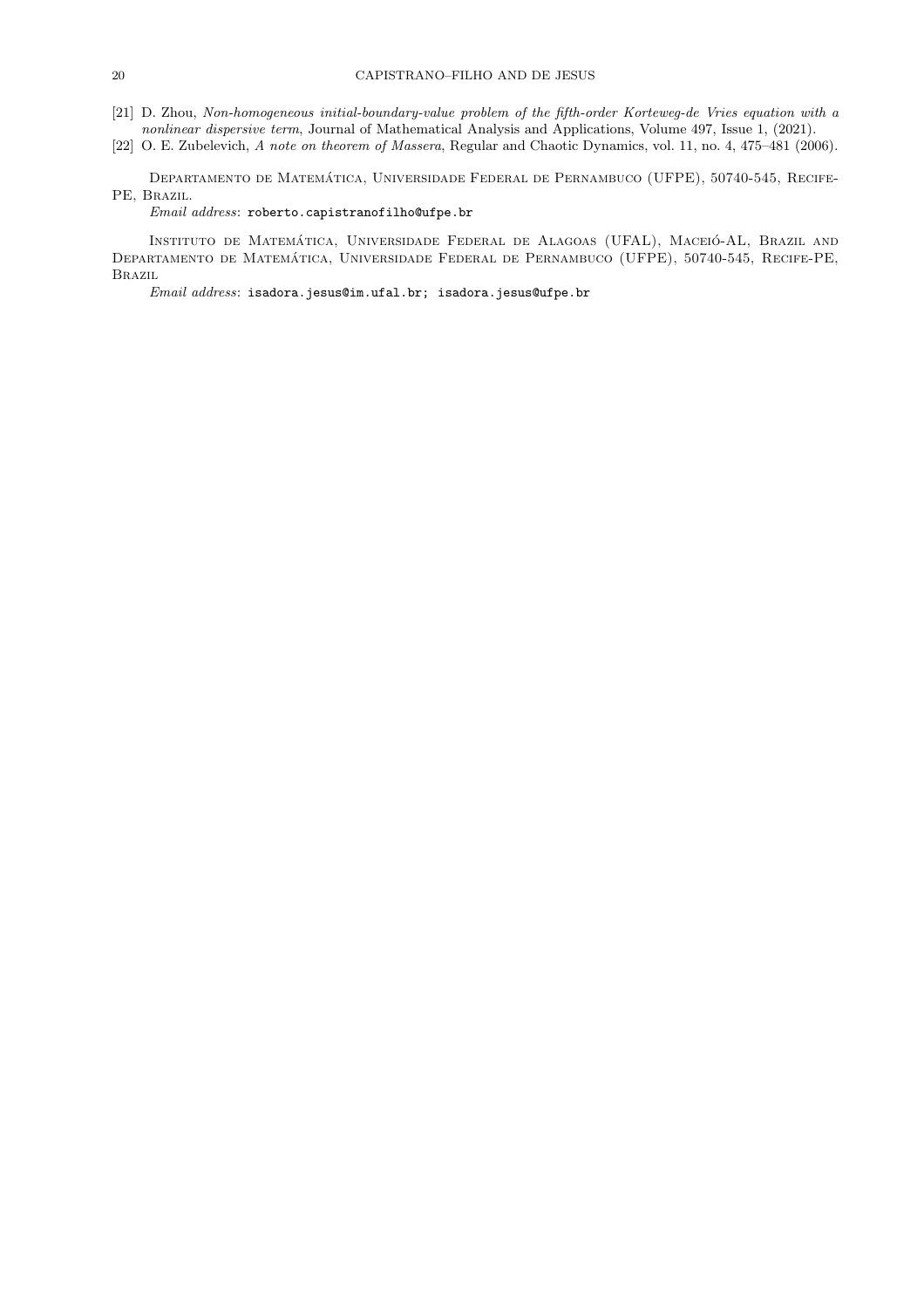[21] D. Zhou, *Non-homogeneous initial-boundary-value problem of the fifth-order Korteweg-de Vries equation with a nonlinear dispersive term*, Journal of Mathematical Analysis and Applications, Volume 497, Issue 1, (2021).

[22] O. E. Zubelevich, *A note on theorem of Massera*, Regular and Chaotic Dynamics, vol. 11, no. 4, 475–481 (2006).

Departamento de Matemática, Universidade Federal de Pernambuco (UFPE), 50740-545, Recife-PE, Brazil.

*Email address*: `roberto.capistranofilho@ufpe.br`

Instituto de Matemática, Universidade Federal de Alagoas (UFAL), Maceió-AL, Brazil and Departamento de Matemática, Universidade Federal de Pernambuco (UFPE), 50740-545, Recife-PE, Brazil

*Email address*: `isadora.jesus@im.ufal.br; isadora.jesus@ufpe.br`